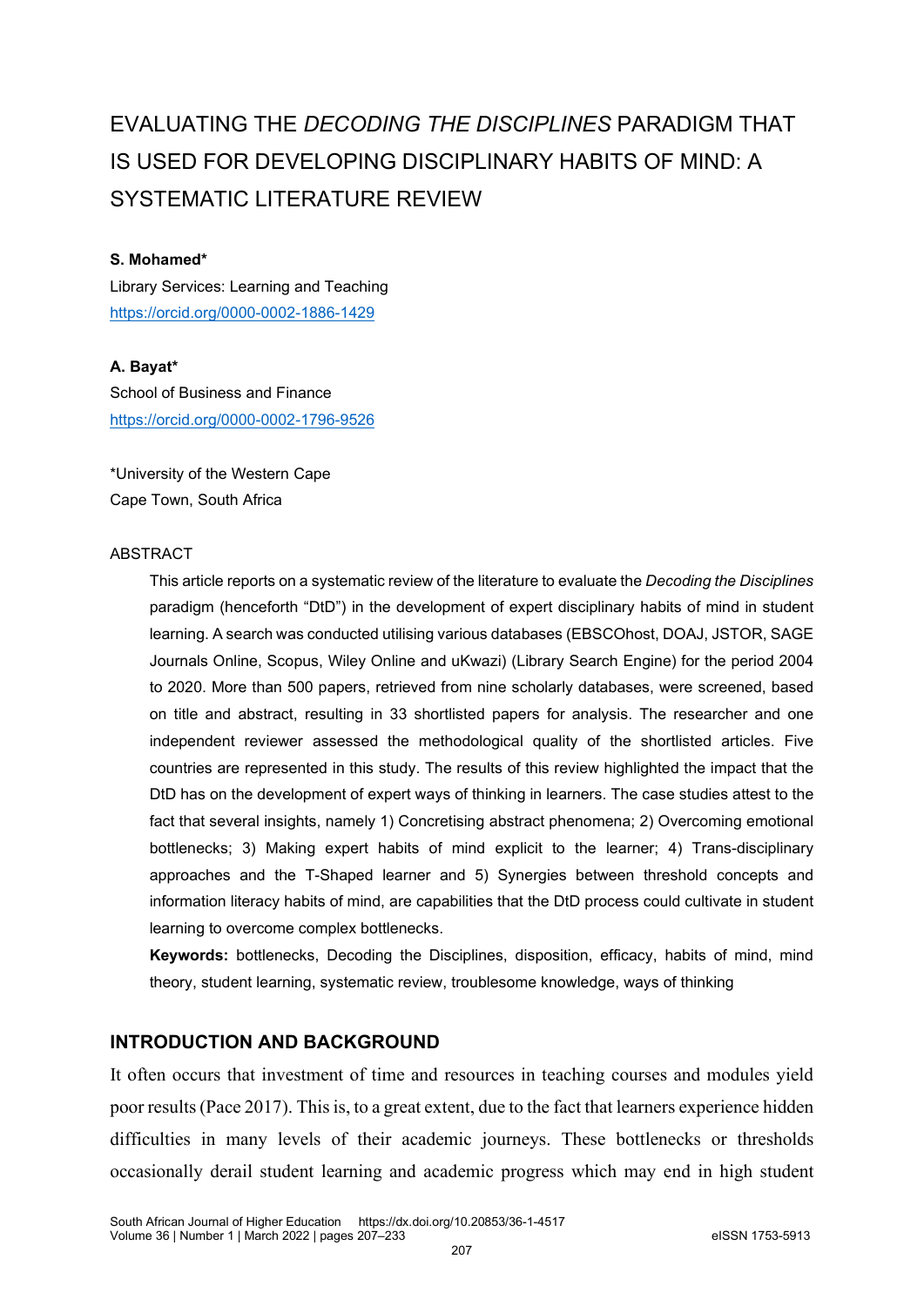# EVALUATING THE *DECODING THE DISCIPLINES* PARADIGM THAT IS USED FOR DEVELOPING DISCIPLINARY HABITS OF MIND: A SYSTEMATIC LITERATURE REVIEW

**S. Mohamed***

Library Services: Learning and Teaching

https://orcid.org/0000-0002-1886-1429

**A. Bayat***

School of Business and Finance

https://orcid.org/0000-0002-1796-9526

*University of the Western Cape

Cape Town, South Africa

ABSTRACT

This article reports on a systematic review of the literature to evaluate the *Decoding the Disciplines* paradigm (henceforth "DtD") in the development of expert disciplinary habits of mind in student learning. A search was conducted utilising various databases (EBSCOhost, DOAJ, JSTOR, SAGE Journals Online, Scopus, Wiley Online and uKwazi) (Library Search Engine) for the period 2004 to 2020. More than 500 papers, retrieved from nine scholarly databases, were screened, based on title and abstract, resulting in 33 shortlisted papers for analysis. The researcher and one independent reviewer assessed the methodological quality of the shortlisted articles. Five countries are represented in this study. The results of this review highlighted the impact that the DtD has on the development of expert ways of thinking in learners. The case studies attest to the fact that several insights, namely 1) Concretising abstract phenomena; 2) Overcoming emotional bottlenecks; 3) Making expert habits of mind explicit to the learner; 4) Trans-disciplinary approaches and the T-Shaped learner and 5) Synergies between threshold concepts and information literacy habits of mind, are capabilities that the DtD process could cultivate in student learning to overcome complex bottlenecks.

**Keywords:** bottlenecks, Decoding the Disciplines, disposition, efficacy, habits of mind, mind theory, student learning, systematic review, troublesome knowledge, ways of thinking

## INTRODUCTION AND BACKGROUND

It often occurs that investment of time and resources in teaching courses and modules yield poor results (Pace 2017). This is, to a great extent, due to the fact that learners experience hidden difficulties in many levels of their academic journeys. These bottlenecks or thresholds occasionally derail student learning and academic progress which may end in high student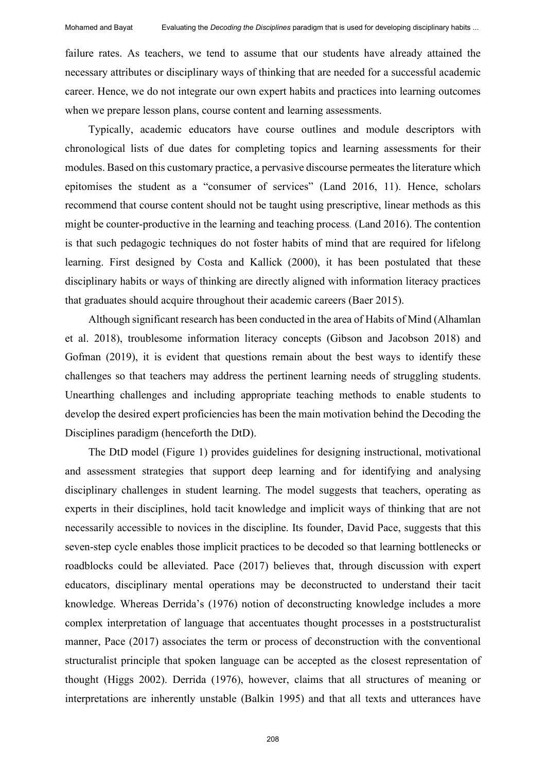failure rates. As teachers, we tend to assume that our students have already attained the necessary attributes or disciplinary ways of thinking that are needed for a successful academic career. Hence, we do not integrate our own expert habits and practices into learning outcomes when we prepare lesson plans, course content and learning assessments.

Typically, academic educators have course outlines and module descriptors with chronological lists of due dates for completing topics and learning assessments for their modules. Based on this customary practice, a pervasive discourse permeates the literature which epitomises the student as a "consumer of services" (Land 2016, 11). Hence, scholars recommend that course content should not be taught using prescriptive, linear methods as this might be counter-productive in the learning and teaching process. (Land 2016). The contention is that such pedagogic techniques do not foster habits of mind that are required for lifelong learning. First designed by Costa and Kallick (2000), it has been postulated that these disciplinary habits or ways of thinking are directly aligned with information literacy practices that graduates should acquire throughout their academic careers (Baer 2015).

Although significant research has been conducted in the area of Habits of Mind (Alhamlan et al. 2018), troublesome information literacy concepts (Gibson and Jacobson 2018) and Gofman (2019), it is evident that questions remain about the best ways to identify these challenges so that teachers may address the pertinent learning needs of struggling students. Unearthing challenges and including appropriate teaching methods to enable students to develop the desired expert proficiencies has been the main motivation behind the Decoding the Disciplines paradigm (henceforth the DtD).

The DtD model (Figure 1) provides guidelines for designing instructional, motivational and assessment strategies that support deep learning and for identifying and analysing disciplinary challenges in student learning. The model suggests that teachers, operating as experts in their disciplines, hold tacit knowledge and implicit ways of thinking that are not necessarily accessible to novices in the discipline. Its founder, David Pace, suggests that this seven-step cycle enables those implicit practices to be decoded so that learning bottlenecks or roadblocks could be alleviated. Pace (2017) believes that, through discussion with expert educators, disciplinary mental operations may be deconstructed to understand their tacit knowledge. Whereas Derrida's (1976) notion of deconstructing knowledge includes a more complex interpretation of language that accentuates thought processes in a poststructuralist manner, Pace (2017) associates the term or process of deconstruction with the conventional structuralist principle that spoken language can be accepted as the closest representation of thought (Higgs 2002). Derrida (1976), however, claims that all structures of meaning or interpretations are inherently unstable (Balkin 1995) and that all texts and utterances have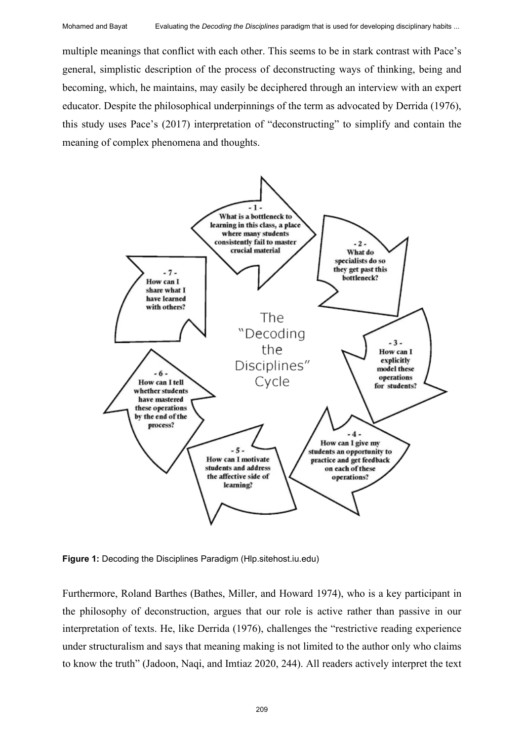multiple meanings that conflict with each other. This seems to be in stark contrast with Pace's general, simplistic description of the process of deconstructing ways of thinking, being and becoming, which, he maintains, may easily be deciphered through an interview with an expert educator. Despite the philosophical underpinnings of the term as advocated by Derrida (1976), this study uses Pace's (2017) interpretation of "deconstructing" to simplify and contain the meaning of complex phenomena and thoughts.

The "Decoding the Disciplines" Cycle

- 1 - What is a bottleneck to learning in this class, a place where many students consistently fail to master crucial material
- 2 - What do specialists do so they get past this bottleneck?
- 3 - How can I explicitly model these operations for students?
- 4 - How can I give my students an opportunity to practice and get feedback on each of these operations?
- 5 - How can I motivate students and address the affective side of learning?
- 6 - How can I tell whether students have mastered these operations by the end of the process?
- 7 - How can I share what I have learned with others?

**Figure 1:** Decoding the Disciplines Paradigm (Hlp.sitehost.iu.edu)

Furthermore, Roland Barthes (Bathes, Miller, and Howard 1974), who is a key participant in the philosophy of deconstruction, argues that our role is active rather than passive in our interpretation of texts. He, like Derrida (1976), challenges the "restrictive reading experience under structuralism and says that meaning making is not limited to the author only who claims to know the truth" (Jadoon, Naqi, and Imtiaz 2020, 244). All readers actively interpret the text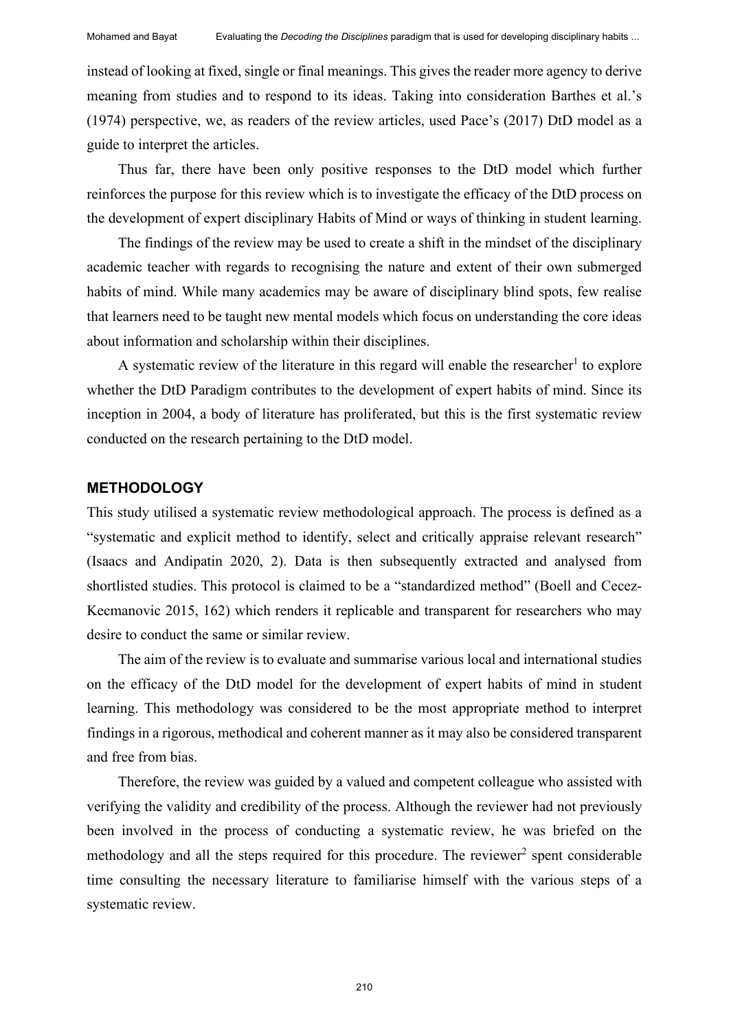instead of looking at fixed, single or final meanings. This gives the reader more agency to derive meaning from studies and to respond to its ideas. Taking into consideration Barthes et al.'s (1974) perspective, we, as readers of the review articles, used Pace's (2017) DtD model as a guide to interpret the articles.

Thus far, there have been only positive responses to the DtD model which further reinforces the purpose for this review which is to investigate the efficacy of the DtD process on the development of expert disciplinary Habits of Mind or ways of thinking in student learning.

The findings of the review may be used to create a shift in the mindset of the disciplinary academic teacher with regards to recognising the nature and extent of their own submerged habits of mind. While many academics may be aware of disciplinary blind spots, few realise that learners need to be taught new mental models which focus on understanding the core ideas about information and scholarship within their disciplines.

A systematic review of the literature in this regard will enable the researcher[1] to explore whether the DtD Paradigm contributes to the development of expert habits of mind. Since its inception in 2004, a body of literature has proliferated, but this is the first systematic review conducted on the research pertaining to the DtD model.

## METHODOLOGY

This study utilised a systematic review methodological approach. The process is defined as a "systematic and explicit method to identify, select and critically appraise relevant research" (Isaacs and Andipatin 2020, 2). Data is then subsequently extracted and analysed from shortlisted studies. This protocol is claimed to be a "standardized method" (Boell and Cecez-Kecmanovic 2015, 162) which renders it replicable and transparent for researchers who may desire to conduct the same or similar review.

The aim of the review is to evaluate and summarise various local and international studies on the efficacy of the DtD model for the development of expert habits of mind in student learning. This methodology was considered to be the most appropriate method to interpret findings in a rigorous, methodical and coherent manner as it may also be considered transparent and free from bias.

Therefore, the review was guided by a valued and competent colleague who assisted with verifying the validity and credibility of the process. Although the reviewer had not previously been involved in the process of conducting a systematic review, he was briefed on the methodology and all the steps required for this procedure. The reviewer[2] spent considerable time consulting the necessary literature to familiarise himself with the various steps of a systematic review.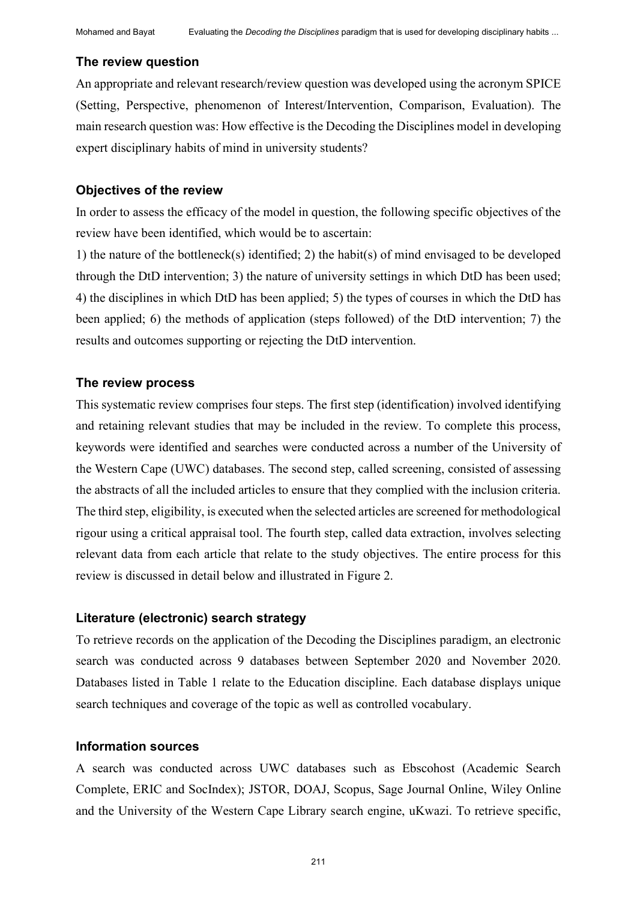### The review question

An appropriate and relevant research/review question was developed using the acronym SPICE (Setting, Perspective, phenomenon of Interest/Intervention, Comparison, Evaluation). The main research question was: How effective is the Decoding the Disciplines model in developing expert disciplinary habits of mind in university students?

### Objectives of the review

In order to assess the efficacy of the model in question, the following specific objectives of the review have been identified, which would be to ascertain:

1) the nature of the bottleneck(s) identified; 2) the habit(s) of mind envisaged to be developed through the DtD intervention; 3) the nature of university settings in which DtD has been used; 4) the disciplines in which DtD has been applied; 5) the types of courses in which the DtD has been applied; 6) the methods of application (steps followed) of the DtD intervention; 7) the results and outcomes supporting or rejecting the DtD intervention.

### The review process

This systematic review comprises four steps. The first step (identification) involved identifying and retaining relevant studies that may be included in the review. To complete this process, keywords were identified and searches were conducted across a number of the University of the Western Cape (UWC) databases. The second step, called screening, consisted of assessing the abstracts of all the included articles to ensure that they complied with the inclusion criteria. The third step, eligibility, is executed when the selected articles are screened for methodological rigour using a critical appraisal tool. The fourth step, called data extraction, involves selecting relevant data from each article that relate to the study objectives. The entire process for this review is discussed in detail below and illustrated in Figure 2.

### Literature (electronic) search strategy

To retrieve records on the application of the Decoding the Disciplines paradigm, an electronic search was conducted across 9 databases between September 2020 and November 2020. Databases listed in Table 1 relate to the Education discipline. Each database displays unique search techniques and coverage of the topic as well as controlled vocabulary.

### Information sources

A search was conducted across UWC databases such as Ebscohost (Academic Search Complete, ERIC and SocIndex); JSTOR, DOAJ, Scopus, Sage Journal Online, Wiley Online and the University of the Western Cape Library search engine, uKwazi. To retrieve specific,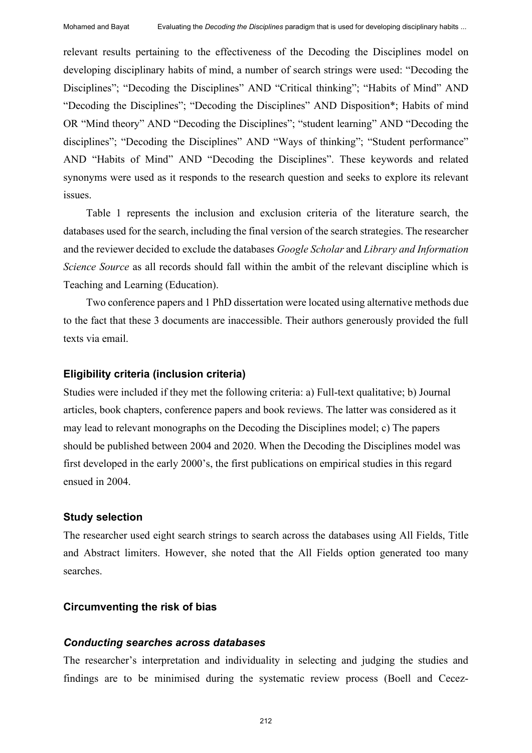relevant results pertaining to the effectiveness of the Decoding the Disciplines model on developing disciplinary habits of mind, a number of search strings were used: “Decoding the Disciplines”; “Decoding the Disciplines” AND “Critical thinking”; “Habits of Mind” AND “Decoding the Disciplines”; “Decoding the Disciplines” AND Disposition*; Habits of mind OR “Mind theory” AND “Decoding the Disciplines”; “student learning” AND “Decoding the disciplines”; “Decoding the Disciplines” AND “Ways of thinking”; “Student performance” AND “Habits of Mind” AND “Decoding the Disciplines”. These keywords and related synonyms were used as it responds to the research question and seeks to explore its relevant issues.

Table 1 represents the inclusion and exclusion criteria of the literature search, the databases used for the search, including the final version of the search strategies. The researcher and the reviewer decided to exclude the databases *Google Scholar* and *Library and Information Science Source* as all records should fall within the ambit of the relevant discipline which is Teaching and Learning (Education).

Two conference papers and 1 PhD dissertation were located using alternative methods due to the fact that these 3 documents are inaccessible. Their authors generously provided the full texts via email.

### Eligibility criteria (inclusion criteria)

Studies were included if they met the following criteria: a) Full-text qualitative; b) Journal articles, book chapters, conference papers and book reviews. The latter was considered as it may lead to relevant monographs on the Decoding the Disciplines model; c) The papers should be published between 2004 and 2020. When the Decoding the Disciplines model was first developed in the early 2000’s, the first publications on empirical studies in this regard ensued in 2004.

### Study selection

The researcher used eight search strings to search across the databases using All Fields, Title and Abstract limiters. However, she noted that the All Fields option generated too many searches.

### Circumventing the risk of bias

#### *Conducting searches across databases*

The researcher’s interpretation and individuality in selecting and judging the studies and findings are to be minimised during the systematic review process (Boell and Cecez-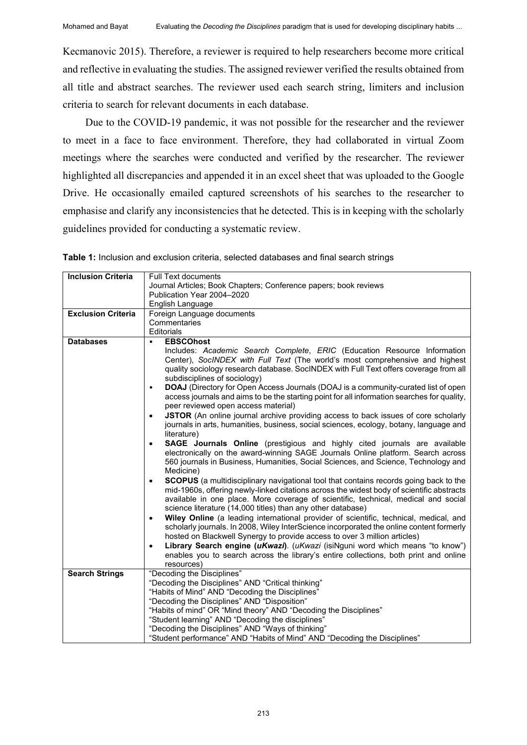Kecmanovic 2015). Therefore, a reviewer is required to help researchers become more critical and reflective in evaluating the studies. The assigned reviewer verified the results obtained from all title and abstract searches. The reviewer used each search string, limiters and inclusion criteria to search for relevant documents in each database.

Due to the COVID-19 pandemic, it was not possible for the researcher and the reviewer to meet in a face to face environment. Therefore, they had collaborated in virtual Zoom meetings where the searches were conducted and verified by the researcher. The reviewer highlighted all discrepancies and appended it in an excel sheet that was uploaded to the Google Drive. He occasionally emailed captured screenshots of his searches to the researcher to emphasise and clarify any inconsistencies that he detected. This is in keeping with the scholarly guidelines provided for conducting a systematic review.

**Table 1:** Inclusion and exclusion criteria, selected databases and final search strings

| | |
|---|---|
| **Inclusion Criteria** | Full Text documents<br>Journal Articles; Book Chapters; Conference papers; book reviews<br>Publication Year 2004–2020<br>English Language |
| **Exclusion Criteria** | Foreign Language documents<br>Commentaries<br>Editorials |
| **Databases** | • **EBSCOhost**<br>Includes: *Academic Search Complete*, *ERIC* (Education Resource Information Center), *SocINDEX with Full Text* (The world's most comprehensive and highest quality sociology research database. SocINDEX with Full Text offers coverage from all subdisciplines of sociology)<br>• **DOAJ** (Directory for Open Access Journals (DOAJ is a community-curated list of open access journals and aims to be the starting point for all information searches for quality, peer reviewed open access material)<br>• **JSTOR** (An online journal archive providing access to back issues of core scholarly journals in arts, humanities, business, social sciences, ecology, botany, language and literature)<br>• **SAGE Journals Online** (prestigious and highly cited journals are available electronically on the award-winning SAGE Journals Online platform. Search across 560 journals in Business, Humanities, Social Sciences, and Science, Technology and Medicine)<br>• **SCOPUS** (a multidisciplinary navigational tool that contains records going back to the mid-1960s, offering newly-linked citations across the widest body of scientific abstracts available in one place. More coverage of scientific, technical, medical and social science literature (14,000 titles) than any other database)<br>• **Wiley Online** (a leading international provider of scientific, technical, medical, and scholarly journals. In 2008, Wiley InterScience incorporated the online content formerly hosted on Blackwell Synergy to provide access to over 3 million articles)<br>• **Library Search engine (*uKwazi*)**. (*uKwazi* (isiNguni word which means "to know") enables you to search across the library's entire collections, both print and online resources) |
| **Search Strings** | "Decoding the Disciplines"<br>"Decoding the Disciplines" AND "Critical thinking"<br>"Habits of Mind" AND "Decoding the Disciplines"<br>"Decoding the Disciplines" AND "Disposition"<br>"Habits of mind" OR "Mind theory" AND "Decoding the Disciplines"<br>"Student learning" AND "Decoding the disciplines"<br>"Decoding the Disciplines" AND "Ways of thinking"<br>"Student performance" AND "Habits of Mind" AND "Decoding the Disciplines" |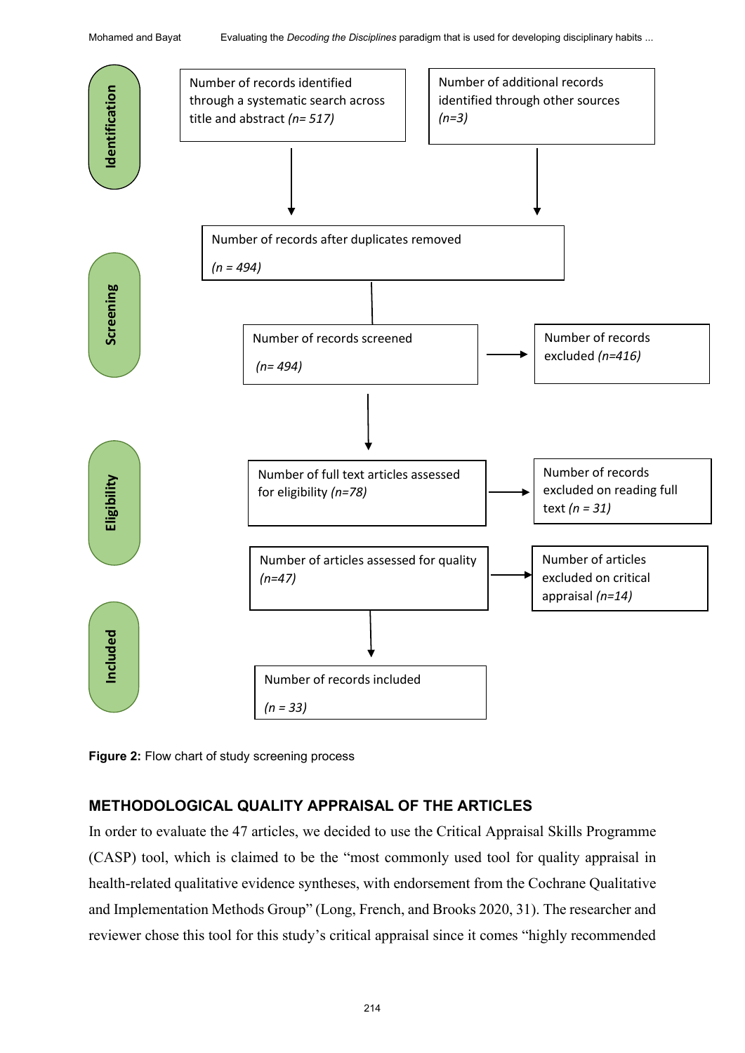**Identification**

Number of records identified through a systematic search across title and abstract *(n= 517)*

Number of additional records identified through other sources *(n=3)*

**Screening**

Number of records after duplicates removed *(n = 494)*

Number of records screened *(n= 494)*

Number of records excluded *(n=416)*

**Eligibility**

Number of full text articles assessed for eligibility *(n=78)*

Number of records excluded on reading full text *(n = 31)*

Number of articles assessed for quality *(n=47)*

Number of articles excluded on critical appraisal *(n=14)*

**Included**

Number of records included *(n = 33)*

**Figure 2:** Flow chart of study screening process

## METHODOLOGICAL QUALITY APPRAISAL OF THE ARTICLES

In order to evaluate the 47 articles, we decided to use the Critical Appraisal Skills Programme (CASP) tool, which is claimed to be the "most commonly used tool for quality appraisal in health-related qualitative evidence syntheses, with endorsement from the Cochrane Qualitative and Implementation Methods Group" (Long, French, and Brooks 2020, 31). The researcher and reviewer chose this tool for this study's critical appraisal since it comes "highly recommended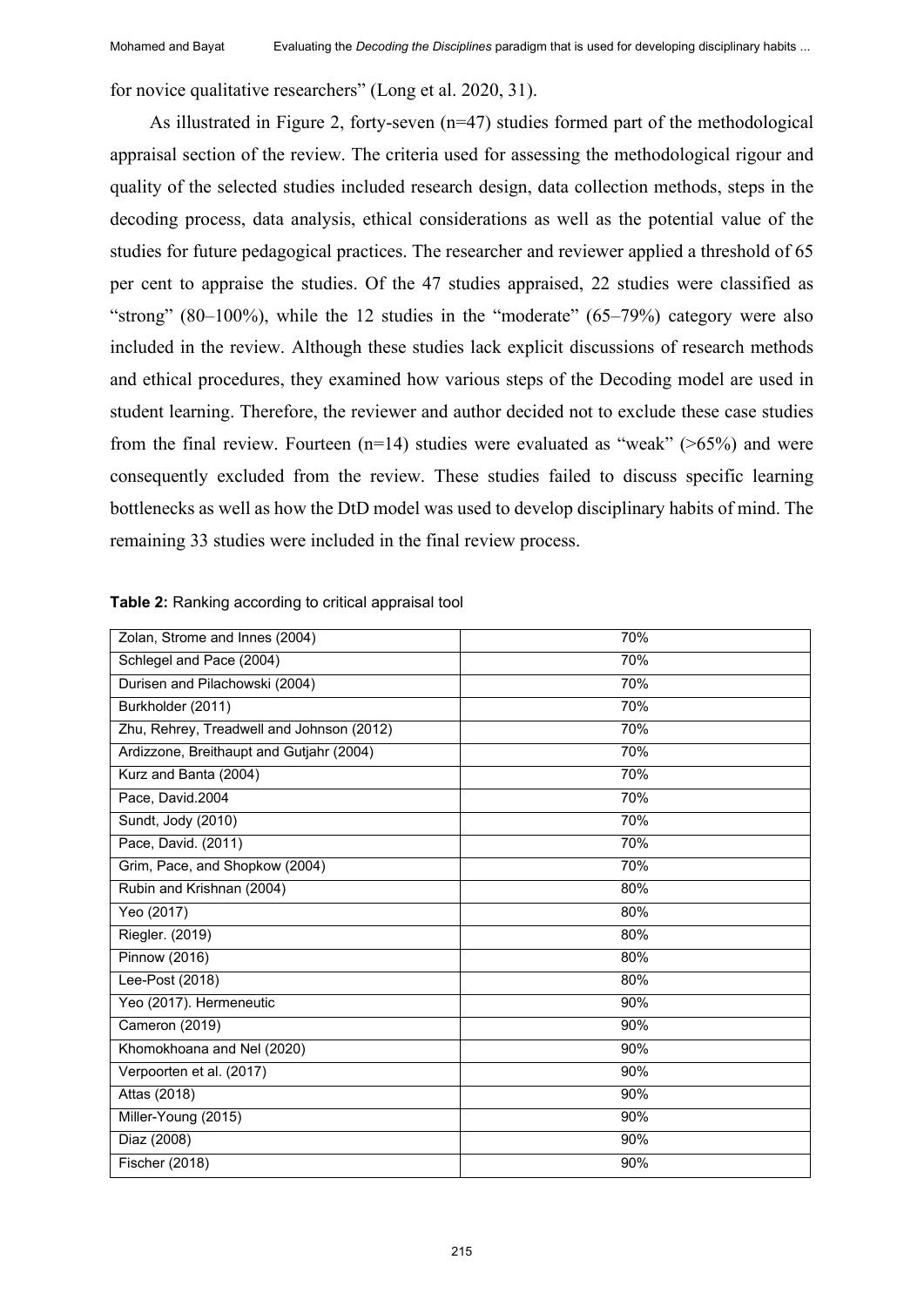for novice qualitative researchers" (Long et al. 2020, 31).

As illustrated in Figure 2, forty-seven (n=47) studies formed part of the methodological appraisal section of the review. The criteria used for assessing the methodological rigour and quality of the selected studies included research design, data collection methods, steps in the decoding process, data analysis, ethical considerations as well as the potential value of the studies for future pedagogical practices. The researcher and reviewer applied a threshold of 65 per cent to appraise the studies. Of the 47 studies appraised, 22 studies were classified as "strong" (80–100%), while the 12 studies in the "moderate" (65–79%) category were also included in the review. Although these studies lack explicit discussions of research methods and ethical procedures, they examined how various steps of the Decoding model are used in student learning. Therefore, the reviewer and author decided not to exclude these case studies from the final review. Fourteen (n=14) studies were evaluated as "weak" (>65%) and were consequently excluded from the review. These studies failed to discuss specific learning bottlenecks as well as how the DtD model was used to develop disciplinary habits of mind. The remaining 33 studies were included in the final review process.

**Table 2:** Ranking according to critical appraisal tool

| | |
|---|---|
| Zolan, Strome and Innes (2004) | 70% |
| Schlegel and Pace (2004) | 70% |
| Durisen and Pilachowski (2004) | 70% |
| Burkholder (2011) | 70% |
| Zhu, Rehrey, Treadwell and Johnson (2012) | 70% |
| Ardizzone, Breithaupt and Gutjahr (2004) | 70% |
| Kurz and Banta (2004) | 70% |
| Pace, David.2004 | 70% |
| Sundt, Jody (2010) | 70% |
| Pace, David. (2011) | 70% |
| Grim, Pace, and Shopkow (2004) | 70% |
| Rubin and Krishnan (2004) | 80% |
| Yeo (2017) | 80% |
| Riegler. (2019) | 80% |
| Pinnow (2016) | 80% |
| Lee-Post (2018) | 80% |
| Yeo (2017). Hermeneutic | 90% |
| Cameron (2019) | 90% |
| Khomokhoana and Nel (2020) | 90% |
| Verpoorten et al. (2017) | 90% |
| Attas (2018) | 90% |
| Miller-Young (2015) | 90% |
| Diaz (2008) | 90% |
| Fischer (2018) | 90% |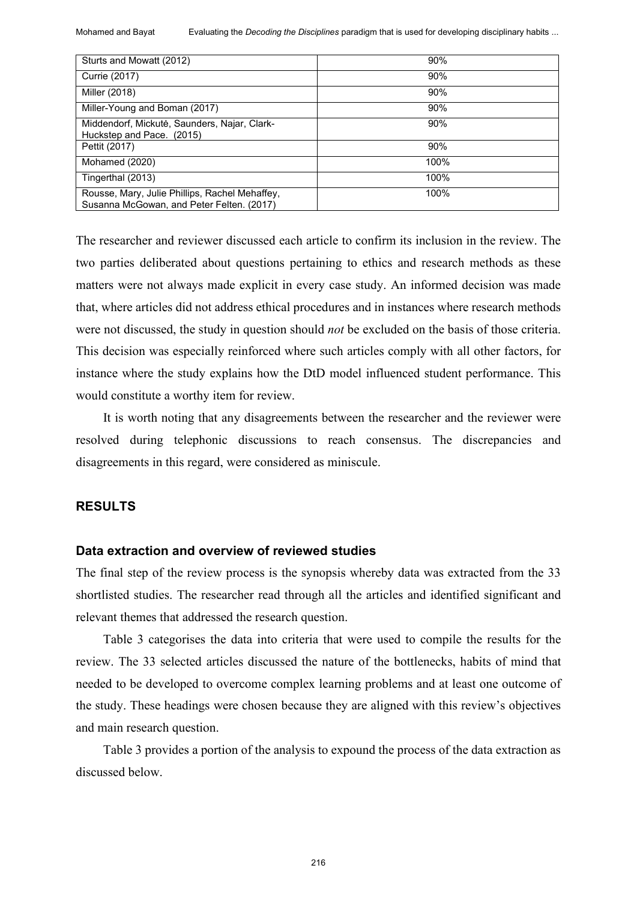| | |
|---|---|
| Sturts and Mowatt (2012) | 90% |
| Currie (2017) | 90% |
| Miller (2018) | 90% |
| Miller-Young and Boman (2017) | 90% |
| Middendorf, Mickutė, Saunders, Najar, Clark-Huckstep and Pace. (2015) | 90% |
| Pettit (2017) | 90% |
| Mohamed (2020) | 100% |
| Tingerthal (2013) | 100% |
| Rousse, Mary, Julie Phillips, Rachel Mehaffey, Susanna McGowan, and Peter Felten. (2017) | 100% |

The researcher and reviewer discussed each article to confirm its inclusion in the review. The two parties deliberated about questions pertaining to ethics and research methods as these matters were not always made explicit in every case study. An informed decision was made that, where articles did not address ethical procedures and in instances where research methods were not discussed, the study in question should *not* be excluded on the basis of those criteria. This decision was especially reinforced where such articles comply with all other factors, for instance where the study explains how the DtD model influenced student performance. This would constitute a worthy item for review.

It is worth noting that any disagreements between the researcher and the reviewer were resolved during telephonic discussions to reach consensus. The discrepancies and disagreements in this regard, were considered as miniscule.

## RESULTS

### Data extraction and overview of reviewed studies

The final step of the review process is the synopsis whereby data was extracted from the 33 shortlisted studies. The researcher read through all the articles and identified significant and relevant themes that addressed the research question.

Table 3 categorises the data into criteria that were used to compile the results for the review. The 33 selected articles discussed the nature of the bottlenecks, habits of mind that needed to be developed to overcome complex learning problems and at least one outcome of the study. These headings were chosen because they are aligned with this review's objectives and main research question.

Table 3 provides a portion of the analysis to expound the process of the data extraction as discussed below.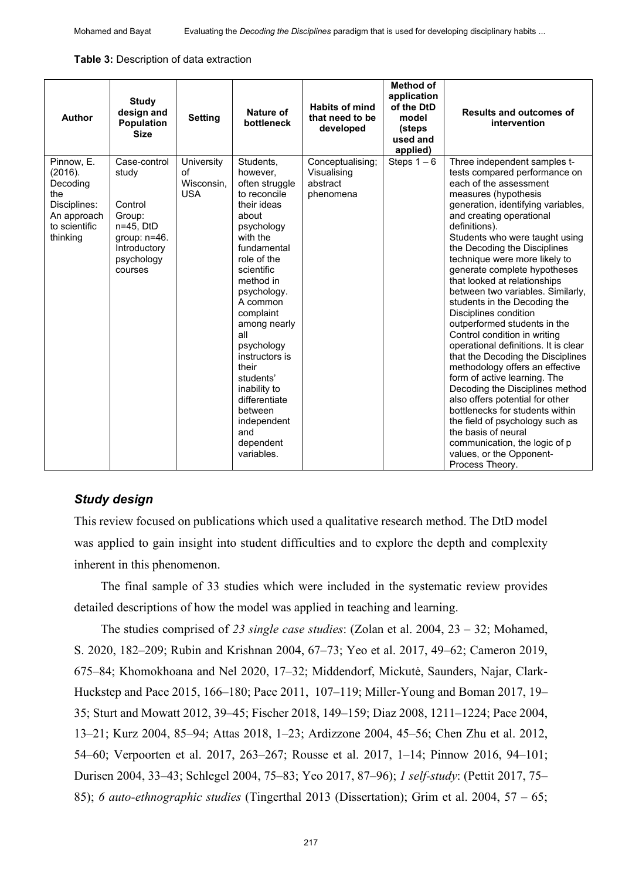**Table 3:** Description of data extraction

| Author | Study design and Population Size | Setting | Nature of bottleneck | Habits of mind that need to be developed | Method of application of the DtD model (steps used and applied) | Results and outcomes of intervention |
|---|---|---|---|---|---|---|
| Pinnow, E. (2016). Decoding the Disciplines: An approach to scientific thinking | Case-control study<br><br>Control Group: n=45, DtD group: n=46. Introductory psychology courses | University of Wisconsin, USA | Students, however, often struggle to reconcile their ideas about psychology with the fundamental role of the scientific method in psychology. A common complaint among nearly all psychology instructors is their students' inability to differentiate between independent and dependent variables. | Conceptualising; Visualising abstract phenomena | Steps 1 – 6 | Three independent samples t-tests compared performance on each of the assessment measures (hypothesis generation, identifying variables, and creating operational definitions).<br>Students who were taught using the Decoding the Disciplines technique were more likely to generate complete hypotheses that looked at relationships between two variables. Similarly, students in the Decoding the Disciplines condition outperformed students in the Control condition in writing operational definitions. It is clear that the Decoding the Disciplines methodology offers an effective form of active learning. The Decoding the Disciplines method also offers potential for other bottlenecks for students within the field of psychology such as the basis of neural communication, the logic of p values, or the Opponent-Process Theory. |

### *Study design*

This review focused on publications which used a qualitative research method. The DtD model was applied to gain insight into student difficulties and to explore the depth and complexity inherent in this phenomenon.

The final sample of 33 studies which were included in the systematic review provides detailed descriptions of how the model was applied in teaching and learning.

The studies comprised of *23 single case studies*: (Zolan et al. 2004, 23 – 32; Mohamed, S. 2020, 182–209; Rubin and Krishnan 2004, 67–73; Yeo et al. 2017, 49–62; Cameron 2019, 675–84; Khomokhoana and Nel 2020, 17–32; Middendorf, Mickutė, Saunders, Najar, Clark-Huckstep and Pace 2015, 166–180; Pace 2011, 107–119; Miller-Young and Boman 2017, 19–35; Sturt and Mowatt 2012, 39–45; Fischer 2018, 149–159; Diaz 2008, 1211–1224; Pace 2004, 13–21; Kurz 2004, 85–94; Attas 2018, 1–23; Ardizzone 2004, 45–56; Chen Zhu et al. 2012, 54–60; Verpoorten et al. 2017, 263–267; Rousse et al. 2017, 1–14; Pinnow 2016, 94–101; Durisen 2004, 33–43; Schlegel 2004, 75–83; Yeo 2017, 87–96); *1 self-study*: (Pettit 2017, 75–85); *6 auto-ethnographic studies* (Tingerthal 2013 (Dissertation); Grim et al. 2004, 57 – 65;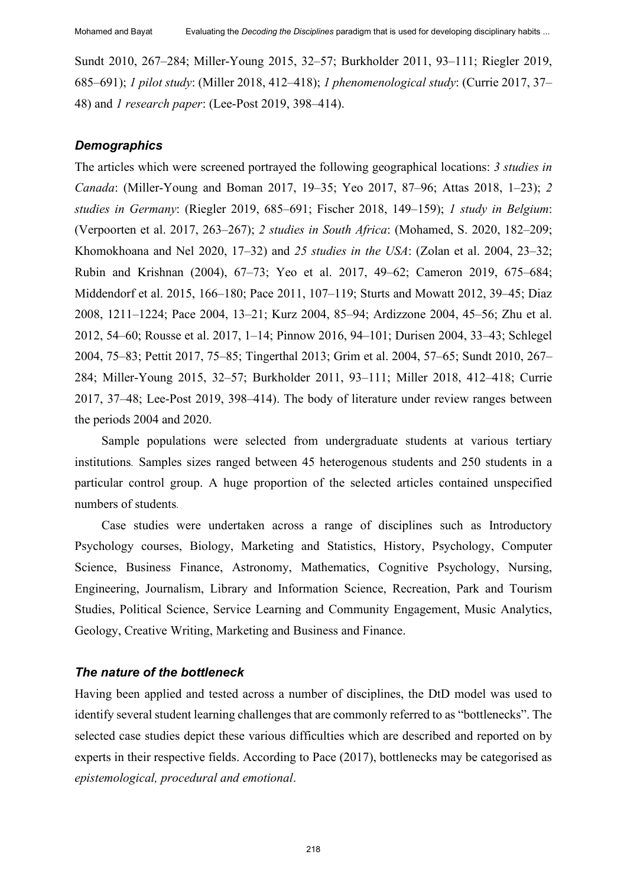Sundt 2010, 267–284; Miller-Young 2015, 32–57; Burkholder 2011, 93–111; Riegler 2019, 685–691); *1 pilot study*: (Miller 2018, 412–418); *1 phenomenological study*: (Currie 2017, 37–48) and *1 research paper*: (Lee-Post 2019, 398–414).

### *Demographics*

The articles which were screened portrayed the following geographical locations: *3 studies in Canada*: (Miller-Young and Boman 2017, 19–35; Yeo 2017, 87–96; Attas 2018, 1–23); *2 studies in Germany*: (Riegler 2019, 685–691; Fischer 2018, 149–159); *1 study in Belgium*: (Verpoorten et al. 2017, 263–267); *2 studies in South Africa*: (Mohamed, S. 2020, 182–209; Khomokhoana and Nel 2020, 17–32) and *25 studies in the USA*: (Zolan et al. 2004, 23–32; Rubin and Krishnan (2004), 67–73; Yeo et al. 2017, 49–62; Cameron 2019, 675–684; Middendorf et al. 2015, 166–180; Pace 2011, 107–119; Sturts and Mowatt 2012, 39–45; Diaz 2008, 1211–1224; Pace 2004, 13–21; Kurz 2004, 85–94; Ardizzone 2004, 45–56; Zhu et al. 2012, 54–60; Rousse et al. 2017, 1–14; Pinnow 2016, 94–101; Durisen 2004, 33–43; Schlegel 2004, 75–83; Pettit 2017, 75–85; Tingerthal 2013; Grim et al. 2004, 57–65; Sundt 2010, 267–284; Miller-Young 2015, 32–57; Burkholder 2011, 93–111; Miller 2018, 412–418; Currie 2017, 37–48; Lee-Post 2019, 398–414). The body of literature under review ranges between the periods 2004 and 2020.

Sample populations were selected from undergraduate students at various tertiary institutions. Samples sizes ranged between 45 heterogenous students and 250 students in a particular control group. A huge proportion of the selected articles contained unspecified numbers of students.

Case studies were undertaken across a range of disciplines such as Introductory Psychology courses, Biology, Marketing and Statistics, History, Psychology, Computer Science, Business Finance, Astronomy, Mathematics, Cognitive Psychology, Nursing, Engineering, Journalism, Library and Information Science, Recreation, Park and Tourism Studies, Political Science, Service Learning and Community Engagement, Music Analytics, Geology, Creative Writing, Marketing and Business and Finance.

### *The nature of the bottleneck*

Having been applied and tested across a number of disciplines, the DtD model was used to identify several student learning challenges that are commonly referred to as "bottlenecks". The selected case studies depict these various difficulties which are described and reported on by experts in their respective fields. According to Pace (2017), bottlenecks may be categorised as *epistemological, procedural and emotional*.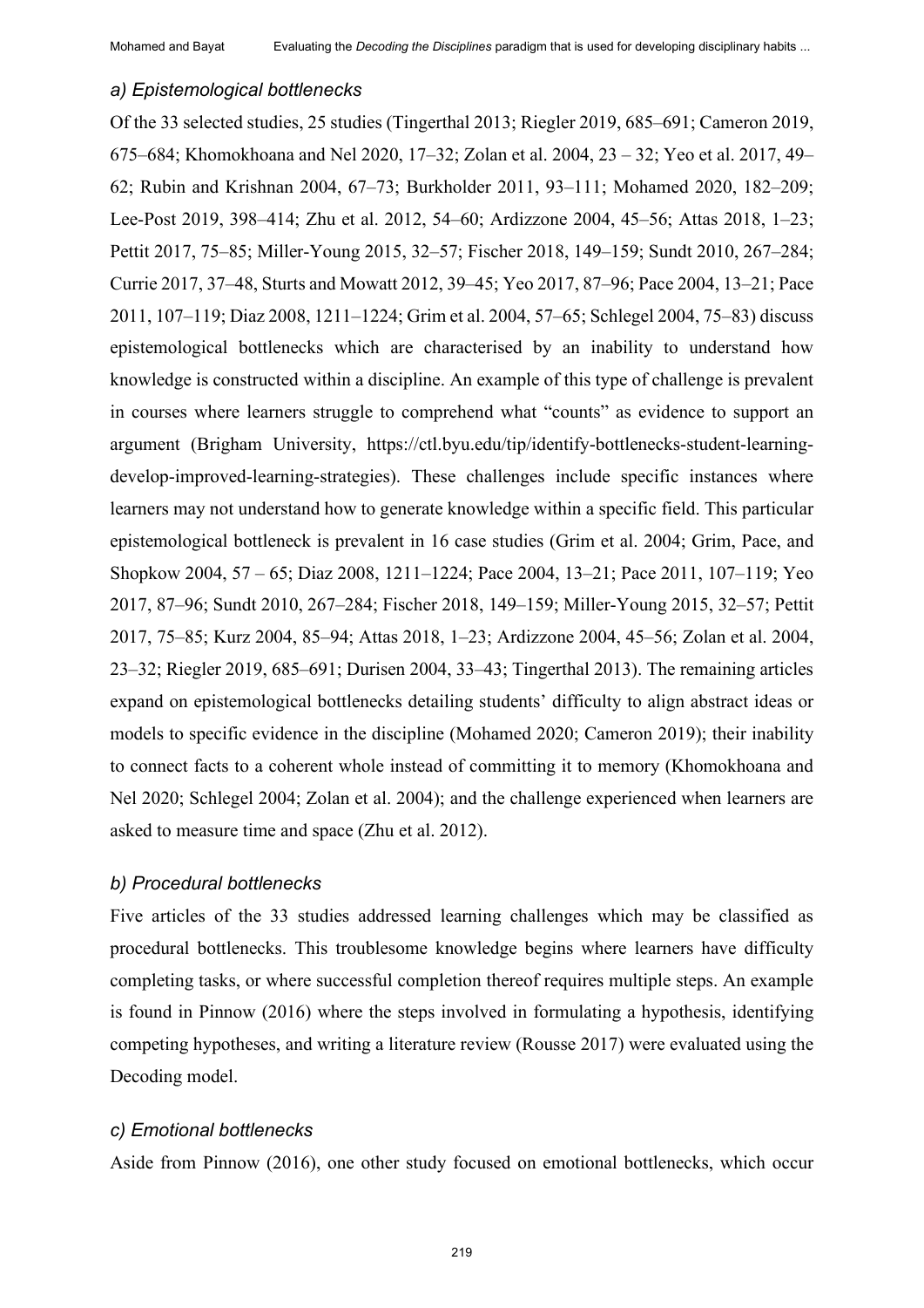### *a) Epistemological bottlenecks*

Of the 33 selected studies, 25 studies (Tingerthal 2013; Riegler 2019, 685–691; Cameron 2019, 675–684; Khomokhoana and Nel 2020, 17–32; Zolan et al. 2004, 23 – 32; Yeo et al. 2017, 49–62; Rubin and Krishnan 2004, 67–73; Burkholder 2011, 93–111; Mohamed 2020, 182–209; Lee-Post 2019, 398–414; Zhu et al. 2012, 54–60; Ardizzone 2004, 45–56; Attas 2018, 1–23; Pettit 2017, 75–85; Miller-Young 2015, 32–57; Fischer 2018, 149–159; Sundt 2010, 267–284; Currie 2017, 37–48, Sturts and Mowatt 2012, 39–45; Yeo 2017, 87–96; Pace 2004, 13–21; Pace 2011, 107–119; Diaz 2008, 1211–1224; Grim et al. 2004, 57–65; Schlegel 2004, 75–83) discuss epistemological bottlenecks which are characterised by an inability to understand how knowledge is constructed within a discipline. An example of this type of challenge is prevalent in courses where learners struggle to comprehend what "counts" as evidence to support an argument (Brigham University, https://ctl.byu.edu/tip/identify-bottlenecks-student-learning-develop-improved-learning-strategies). These challenges include specific instances where learners may not understand how to generate knowledge within a specific field. This particular epistemological bottleneck is prevalent in 16 case studies (Grim et al. 2004; Grim, Pace, and Shopkow 2004, 57 – 65; Diaz 2008, 1211–1224; Pace 2004, 13–21; Pace 2011, 107–119; Yeo 2017, 87–96; Sundt 2010, 267–284; Fischer 2018, 149–159; Miller-Young 2015, 32–57; Pettit 2017, 75–85; Kurz 2004, 85–94; Attas 2018, 1–23; Ardizzone 2004, 45–56; Zolan et al. 2004, 23–32; Riegler 2019, 685–691; Durisen 2004, 33–43; Tingerthal 2013). The remaining articles expand on epistemological bottlenecks detailing students' difficulty to align abstract ideas or models to specific evidence in the discipline (Mohamed 2020; Cameron 2019); their inability to connect facts to a coherent whole instead of committing it to memory (Khomokhoana and Nel 2020; Schlegel 2004; Zolan et al. 2004); and the challenge experienced when learners are asked to measure time and space (Zhu et al. 2012).

### *b) Procedural bottlenecks*

Five articles of the 33 studies addressed learning challenges which may be classified as procedural bottlenecks. This troublesome knowledge begins where learners have difficulty completing tasks, or where successful completion thereof requires multiple steps. An example is found in Pinnow (2016) where the steps involved in formulating a hypothesis, identifying competing hypotheses, and writing a literature review (Rousse 2017) were evaluated using the Decoding model.

### *c) Emotional bottlenecks*

Aside from Pinnow (2016), one other study focused on emotional bottlenecks, which occur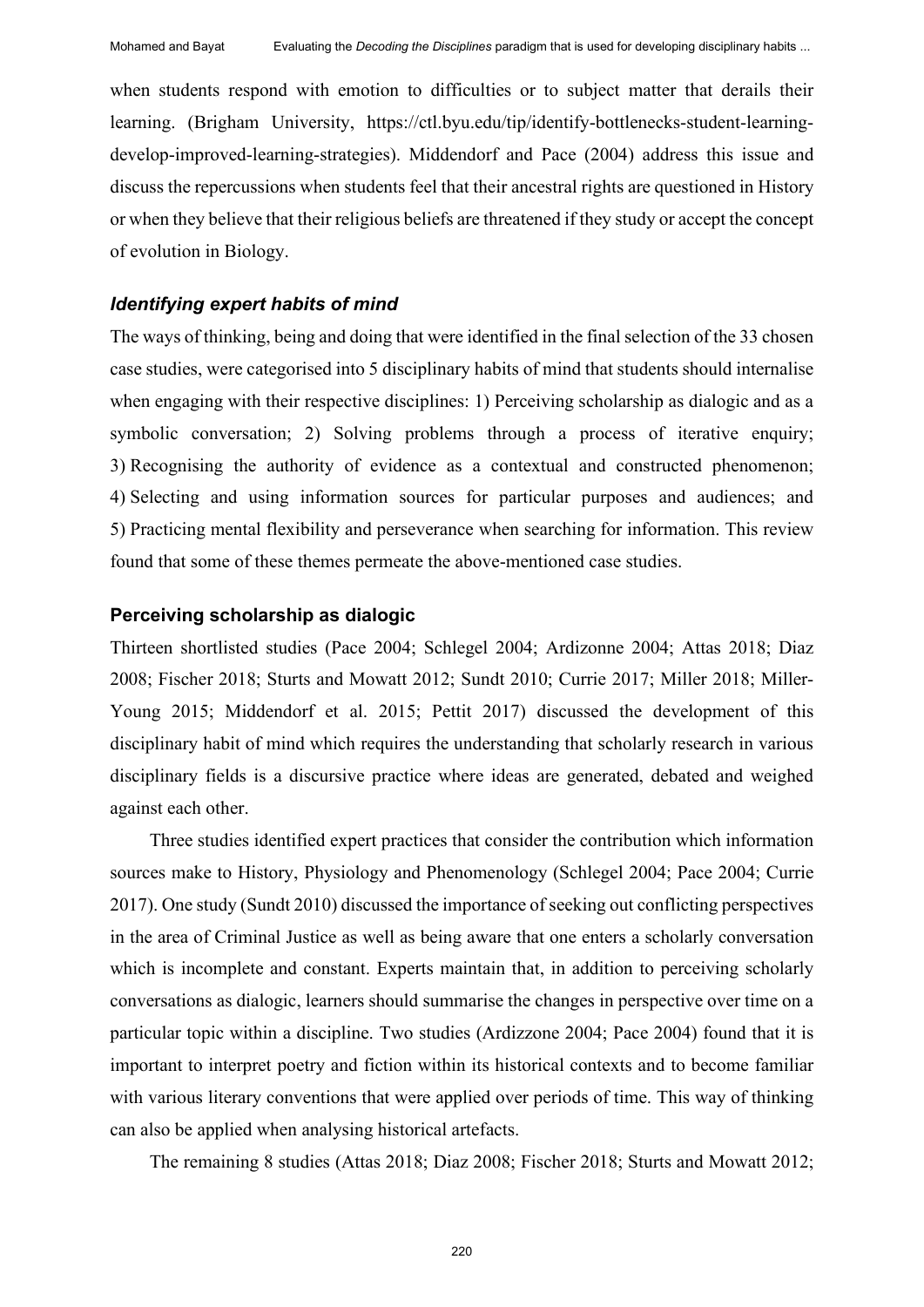when students respond with emotion to difficulties or to subject matter that derails their learning. (Brigham University, https://ctl.byu.edu/tip/identify-bottlenecks-student-learning-develop-improved-learning-strategies). Middendorf and Pace (2004) address this issue and discuss the repercussions when students feel that their ancestral rights are questioned in History or when they believe that their religious beliefs are threatened if they study or accept the concept of evolution in Biology.

### *Identifying expert habits of mind*

The ways of thinking, being and doing that were identified in the final selection of the 33 chosen case studies, were categorised into 5 disciplinary habits of mind that students should internalise when engaging with their respective disciplines: 1) Perceiving scholarship as dialogic and as a symbolic conversation; 2) Solving problems through a process of iterative enquiry; 3) Recognising the authority of evidence as a contextual and constructed phenomenon; 4) Selecting and using information sources for particular purposes and audiences; and 5) Practicing mental flexibility and perseverance when searching for information. This review found that some of these themes permeate the above-mentioned case studies.

### **Perceiving scholarship as dialogic**

Thirteen shortlisted studies (Pace 2004; Schlegel 2004; Ardizonne 2004; Attas 2018; Diaz 2008; Fischer 2018; Sturts and Mowatt 2012; Sundt 2010; Currie 2017; Miller 2018; Miller-Young 2015; Middendorf et al. 2015; Pettit 2017) discussed the development of this disciplinary habit of mind which requires the understanding that scholarly research in various disciplinary fields is a discursive practice where ideas are generated, debated and weighed against each other.

Three studies identified expert practices that consider the contribution which information sources make to History, Physiology and Phenomenology (Schlegel 2004; Pace 2004; Currie 2017). One study (Sundt 2010) discussed the importance of seeking out conflicting perspectives in the area of Criminal Justice as well as being aware that one enters a scholarly conversation which is incomplete and constant. Experts maintain that, in addition to perceiving scholarly conversations as dialogic, learners should summarise the changes in perspective over time on a particular topic within a discipline. Two studies (Ardizzone 2004; Pace 2004) found that it is important to interpret poetry and fiction within its historical contexts and to become familiar with various literary conventions that were applied over periods of time. This way of thinking can also be applied when analysing historical artefacts.

The remaining 8 studies (Attas 2018; Diaz 2008; Fischer 2018; Sturts and Mowatt 2012;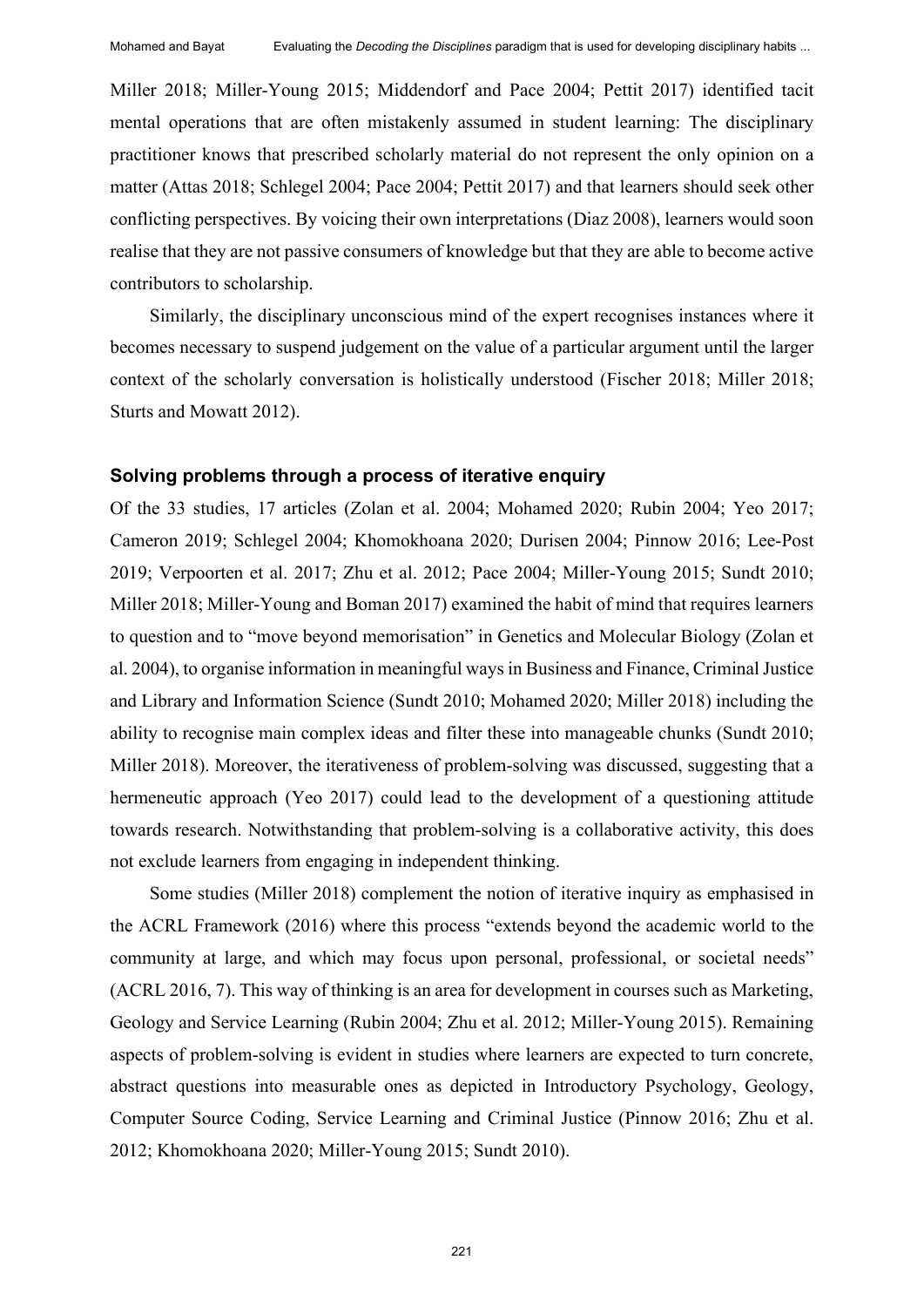Miller 2018; Miller-Young 2015; Middendorf and Pace 2004; Pettit 2017) identified tacit mental operations that are often mistakenly assumed in student learning: The disciplinary practitioner knows that prescribed scholarly material do not represent the only opinion on a matter (Attas 2018; Schlegel 2004; Pace 2004; Pettit 2017) and that learners should seek other conflicting perspectives. By voicing their own interpretations (Diaz 2008), learners would soon realise that they are not passive consumers of knowledge but that they are able to become active contributors to scholarship.

Similarly, the disciplinary unconscious mind of the expert recognises instances where it becomes necessary to suspend judgement on the value of a particular argument until the larger context of the scholarly conversation is holistically understood (Fischer 2018; Miller 2018; Sturts and Mowatt 2012).

### Solving problems through a process of iterative enquiry

Of the 33 studies, 17 articles (Zolan et al. 2004; Mohamed 2020; Rubin 2004; Yeo 2017; Cameron 2019; Schlegel 2004; Khomokhoana 2020; Durisen 2004; Pinnow 2016; Lee-Post 2019; Verpoorten et al. 2017; Zhu et al. 2012; Pace 2004; Miller-Young 2015; Sundt 2010; Miller 2018; Miller-Young and Boman 2017) examined the habit of mind that requires learners to question and to "move beyond memorisation" in Genetics and Molecular Biology (Zolan et al. 2004), to organise information in meaningful ways in Business and Finance, Criminal Justice and Library and Information Science (Sundt 2010; Mohamed 2020; Miller 2018) including the ability to recognise main complex ideas and filter these into manageable chunks (Sundt 2010; Miller 2018). Moreover, the iterativeness of problem-solving was discussed, suggesting that a hermeneutic approach (Yeo 2017) could lead to the development of a questioning attitude towards research. Notwithstanding that problem-solving is a collaborative activity, this does not exclude learners from engaging in independent thinking.

Some studies (Miller 2018) complement the notion of iterative inquiry as emphasised in the ACRL Framework (2016) where this process "extends beyond the academic world to the community at large, and which may focus upon personal, professional, or societal needs" (ACRL 2016, 7). This way of thinking is an area for development in courses such as Marketing, Geology and Service Learning (Rubin 2004; Zhu et al. 2012; Miller-Young 2015). Remaining aspects of problem-solving is evident in studies where learners are expected to turn concrete, abstract questions into measurable ones as depicted in Introductory Psychology, Geology, Computer Source Coding, Service Learning and Criminal Justice (Pinnow 2016; Zhu et al. 2012; Khomokhoana 2020; Miller-Young 2015; Sundt 2010).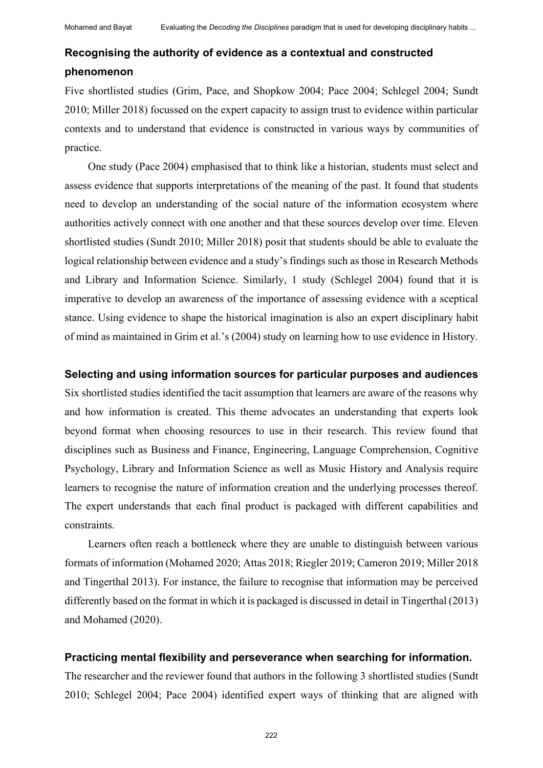### Recognising the authority of evidence as a contextual and constructed phenomenon

Five shortlisted studies (Grim, Pace, and Shopkow 2004; Pace 2004; Schlegel 2004; Sundt 2010; Miller 2018) focussed on the expert capacity to assign trust to evidence within particular contexts and to understand that evidence is constructed in various ways by communities of practice.

One study (Pace 2004) emphasised that to think like a historian, students must select and assess evidence that supports interpretations of the meaning of the past. It found that students need to develop an understanding of the social nature of the information ecosystem where authorities actively connect with one another and that these sources develop over time. Eleven shortlisted studies (Sundt 2010; Miller 2018) posit that students should be able to evaluate the logical relationship between evidence and a study's findings such as those in Research Methods and Library and Information Science. Similarly, 1 study (Schlegel 2004) found that it is imperative to develop an awareness of the importance of assessing evidence with a sceptical stance. Using evidence to shape the historical imagination is also an expert disciplinary habit of mind as maintained in Grim et al.'s (2004) study on learning how to use evidence in History.

### Selecting and using information sources for particular purposes and audiences

Six shortlisted studies identified the tacit assumption that learners are aware of the reasons why and how information is created. This theme advocates an understanding that experts look beyond format when choosing resources to use in their research. This review found that disciplines such as Business and Finance, Engineering, Language Comprehension, Cognitive Psychology, Library and Information Science as well as Music History and Analysis require learners to recognise the nature of information creation and the underlying processes thereof. The expert understands that each final product is packaged with different capabilities and constraints.

Learners often reach a bottleneck where they are unable to distinguish between various formats of information (Mohamed 2020; Attas 2018; Riegler 2019; Cameron 2019; Miller 2018 and Tingerthal 2013). For instance, the failure to recognise that information may be perceived differently based on the format in which it is packaged is discussed in detail in Tingerthal (2013) and Mohamed (2020).

### Practicing mental flexibility and perseverance when searching for information.

The researcher and the reviewer found that authors in the following 3 shortlisted studies (Sundt 2010; Schlegel 2004; Pace 2004) identified expert ways of thinking that are aligned with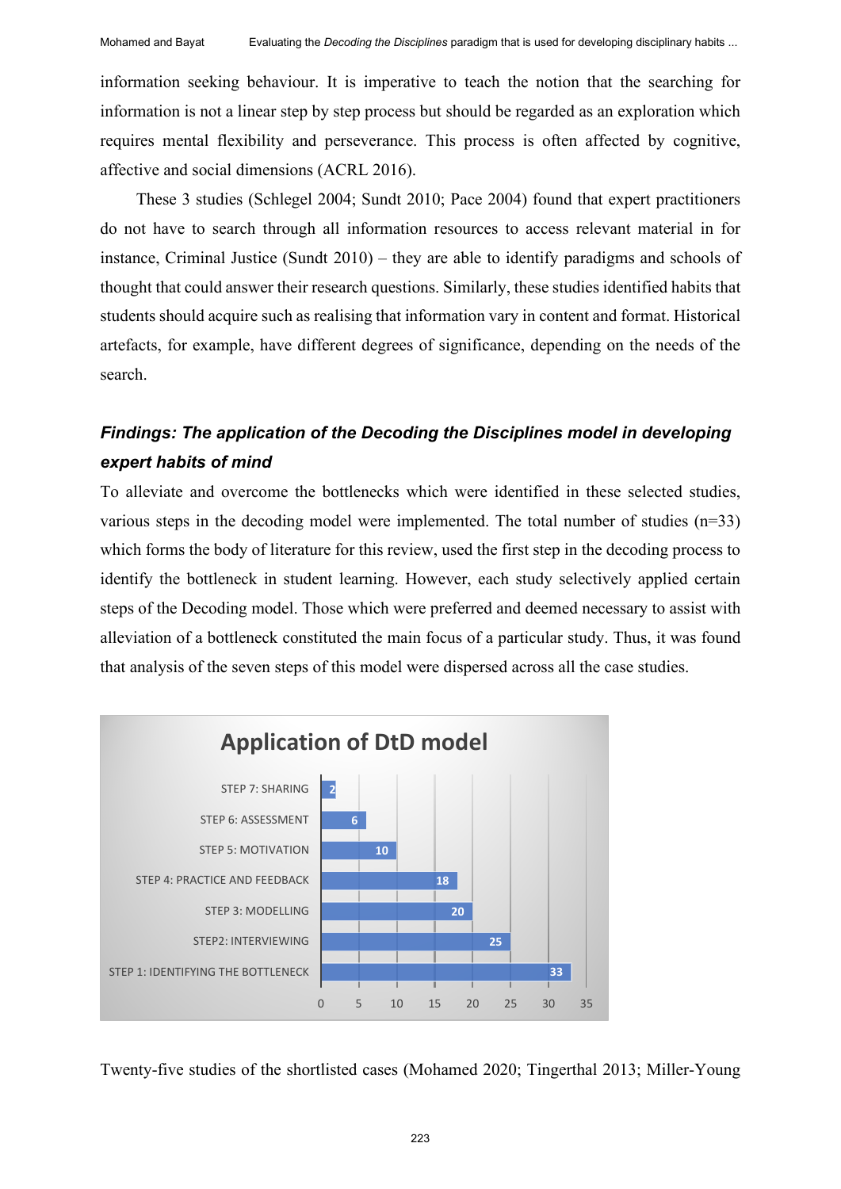information seeking behaviour. It is imperative to teach the notion that the searching for information is not a linear step by step process but should be regarded as an exploration which requires mental flexibility and perseverance. This process is often affected by cognitive, affective and social dimensions (ACRL 2016).

These 3 studies (Schlegel 2004; Sundt 2010; Pace 2004) found that expert practitioners do not have to search through all information resources to access relevant material in for instance, Criminal Justice (Sundt 2010) – they are able to identify paradigms and schools of thought that could answer their research questions. Similarly, these studies identified habits that students should acquire such as realising that information vary in content and format. Historical artefacts, for example, have different degrees of significance, depending on the needs of the search.

### *Findings: The application of the Decoding the Disciplines model in developing expert habits of mind*

To alleviate and overcome the bottlenecks which were identified in these selected studies, various steps in the decoding model were implemented. The total number of studies (n=33) which forms the body of literature for this review, used the first step in the decoding process to identify the bottleneck in student learning. However, each study selectively applied certain steps of the Decoding model. Those which were preferred and deemed necessary to assist with alleviation of a bottleneck constituted the main focus of a particular study. Thus, it was found that analysis of the seven steps of this model were dispersed across all the case studies.

**Application of DtD model**

| Step | Number of studies |
|---|---|
| STEP 7: SHARING | 2 |
| STEP 6: ASSESSMENT | 6 |
| STEP 5: MOTIVATION | 10 |
| STEP 4: PRACTICE AND FEEDBACK | 18 |
| STEP 3: MODELLING | 20 |
| STEP2: INTERVIEWING | 25 |
| STEP 1: IDENTIFYING THE BOTTLENECK | 33 |

Twenty-five studies of the shortlisted cases (Mohamed 2020; Tingerthal 2013; Miller-Young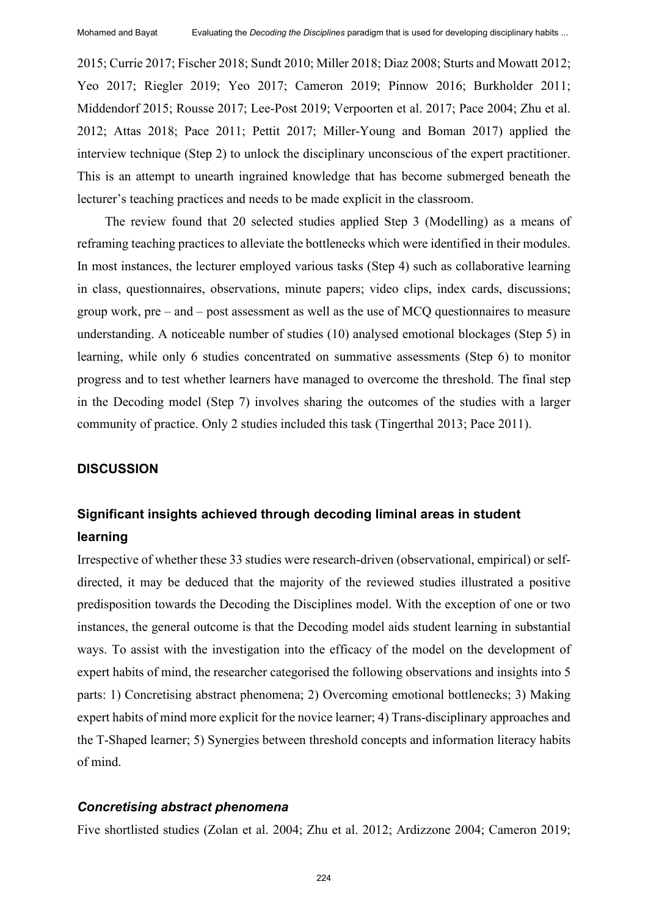2015; Currie 2017; Fischer 2018; Sundt 2010; Miller 2018; Diaz 2008; Sturts and Mowatt 2012; Yeo 2017; Riegler 2019; Yeo 2017; Cameron 2019; Pinnow 2016; Burkholder 2011; Middendorf 2015; Rousse 2017; Lee-Post 2019; Verpoorten et al. 2017; Pace 2004; Zhu et al. 2012; Attas 2018; Pace 2011; Pettit 2017; Miller-Young and Boman 2017) applied the interview technique (Step 2) to unlock the disciplinary unconscious of the expert practitioner. This is an attempt to unearth ingrained knowledge that has become submerged beneath the lecturer's teaching practices and needs to be made explicit in the classroom.

The review found that 20 selected studies applied Step 3 (Modelling) as a means of reframing teaching practices to alleviate the bottlenecks which were identified in their modules. In most instances, the lecturer employed various tasks (Step 4) such as collaborative learning in class, questionnaires, observations, minute papers; video clips, index cards, discussions; group work, pre – and – post assessment as well as the use of MCQ questionnaires to measure understanding. A noticeable number of studies (10) analysed emotional blockages (Step 5) in learning, while only 6 studies concentrated on summative assessments (Step 6) to monitor progress and to test whether learners have managed to overcome the threshold. The final step in the Decoding model (Step 7) involves sharing the outcomes of the studies with a larger community of practice. Only 2 studies included this task (Tingerthal 2013; Pace 2011).

## DISCUSSION

### Significant insights achieved through decoding liminal areas in student learning

Irrespective of whether these 33 studies were research-driven (observational, empirical) or self-directed, it may be deduced that the majority of the reviewed studies illustrated a positive predisposition towards the Decoding the Disciplines model. With the exception of one or two instances, the general outcome is that the Decoding model aids student learning in substantial ways. To assist with the investigation into the efficacy of the model on the development of expert habits of mind, the researcher categorised the following observations and insights into 5 parts: 1) Concretising abstract phenomena; 2) Overcoming emotional bottlenecks; 3) Making expert habits of mind more explicit for the novice learner; 4) Trans-disciplinary approaches and the T-Shaped learner; 5) Synergies between threshold concepts and information literacy habits of mind.

#### *Concretising abstract phenomena*

Five shortlisted studies (Zolan et al. 2004; Zhu et al. 2012; Ardizzone 2004; Cameron 2019;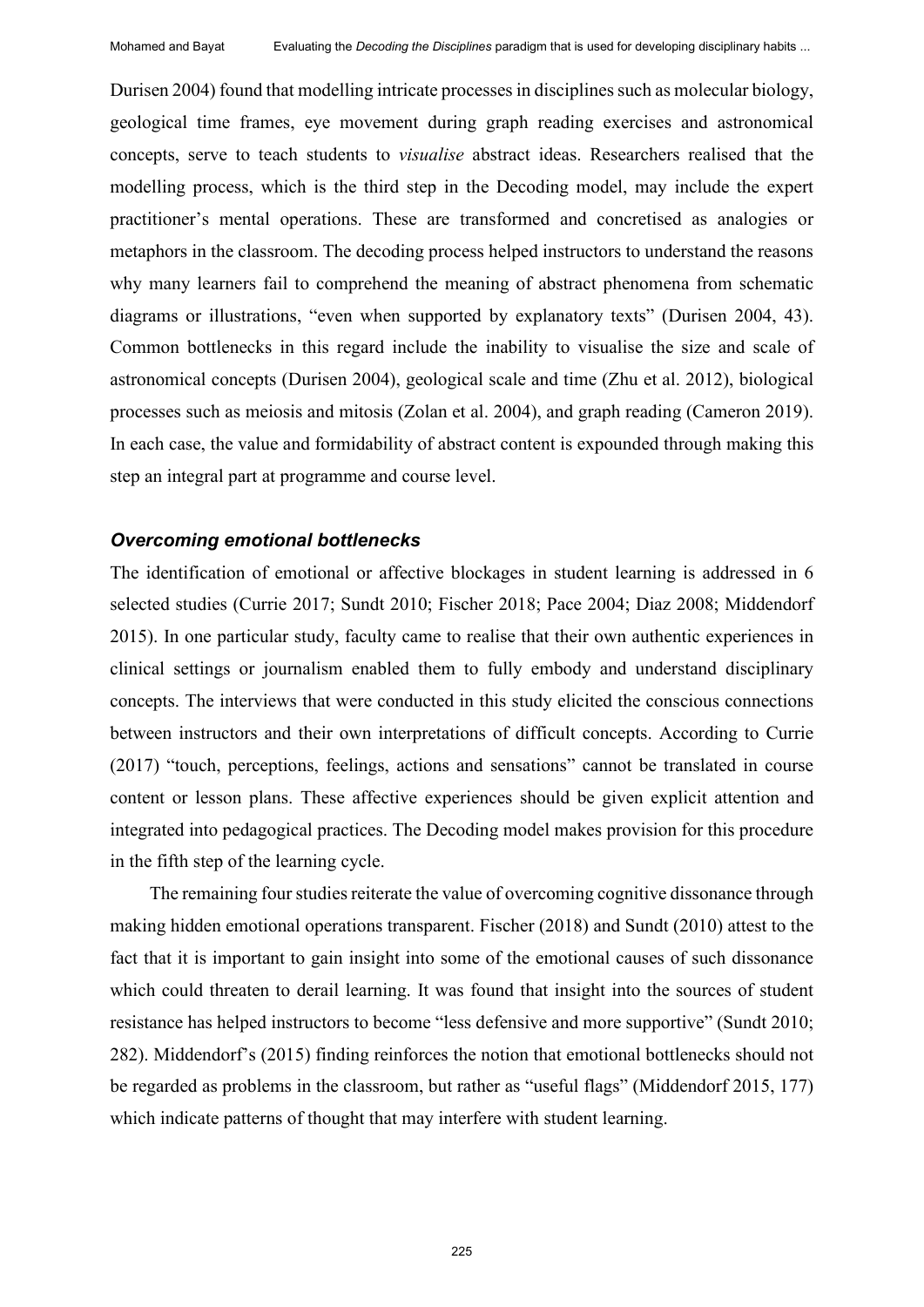Durisen 2004) found that modelling intricate processes in disciplines such as molecular biology, geological time frames, eye movement during graph reading exercises and astronomical concepts, serve to teach students to *visualise* abstract ideas. Researchers realised that the modelling process, which is the third step in the Decoding model, may include the expert practitioner's mental operations. These are transformed and concretised as analogies or metaphors in the classroom. The decoding process helped instructors to understand the reasons why many learners fail to comprehend the meaning of abstract phenomena from schematic diagrams or illustrations, "even when supported by explanatory texts" (Durisen 2004, 43). Common bottlenecks in this regard include the inability to visualise the size and scale of astronomical concepts (Durisen 2004), geological scale and time (Zhu et al. 2012), biological processes such as meiosis and mitosis (Zolan et al. 2004), and graph reading (Cameron 2019). In each case, the value and formidability of abstract content is expounded through making this step an integral part at programme and course level.

### *Overcoming emotional bottlenecks*

The identification of emotional or affective blockages in student learning is addressed in 6 selected studies (Currie 2017; Sundt 2010; Fischer 2018; Pace 2004; Diaz 2008; Middendorf 2015). In one particular study, faculty came to realise that their own authentic experiences in clinical settings or journalism enabled them to fully embody and understand disciplinary concepts. The interviews that were conducted in this study elicited the conscious connections between instructors and their own interpretations of difficult concepts. According to Currie (2017) "touch, perceptions, feelings, actions and sensations" cannot be translated in course content or lesson plans. These affective experiences should be given explicit attention and integrated into pedagogical practices. The Decoding model makes provision for this procedure in the fifth step of the learning cycle.

The remaining four studies reiterate the value of overcoming cognitive dissonance through making hidden emotional operations transparent. Fischer (2018) and Sundt (2010) attest to the fact that it is important to gain insight into some of the emotional causes of such dissonance which could threaten to derail learning. It was found that insight into the sources of student resistance has helped instructors to become "less defensive and more supportive" (Sundt 2010; 282). Middendorf's (2015) finding reinforces the notion that emotional bottlenecks should not be regarded as problems in the classroom, but rather as "useful flags" (Middendorf 2015, 177) which indicate patterns of thought that may interfere with student learning.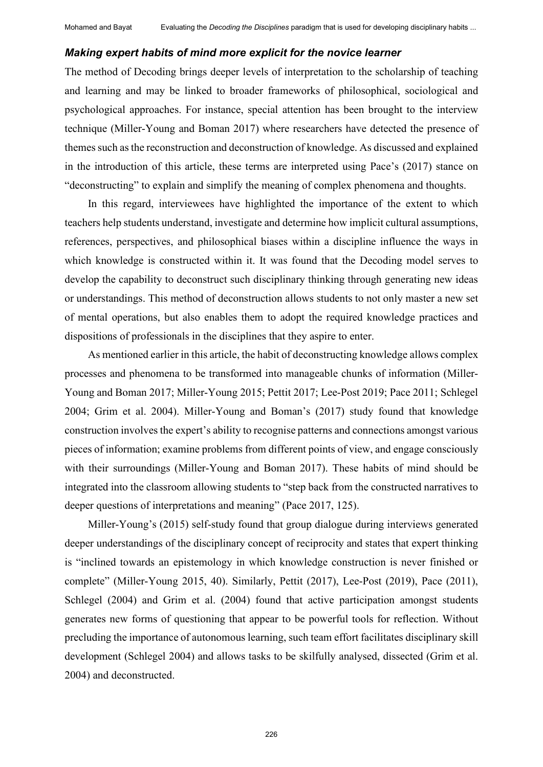### *Making expert habits of mind more explicit for the novice learner*

The method of Decoding brings deeper levels of interpretation to the scholarship of teaching and learning and may be linked to broader frameworks of philosophical, sociological and psychological approaches. For instance, special attention has been brought to the interview technique (Miller-Young and Boman 2017) where researchers have detected the presence of themes such as the reconstruction and deconstruction of knowledge. As discussed and explained in the introduction of this article, these terms are interpreted using Pace's (2017) stance on "deconstructing" to explain and simplify the meaning of complex phenomena and thoughts.

In this regard, interviewees have highlighted the importance of the extent to which teachers help students understand, investigate and determine how implicit cultural assumptions, references, perspectives, and philosophical biases within a discipline influence the ways in which knowledge is constructed within it. It was found that the Decoding model serves to develop the capability to deconstruct such disciplinary thinking through generating new ideas or understandings. This method of deconstruction allows students to not only master a new set of mental operations, but also enables them to adopt the required knowledge practices and dispositions of professionals in the disciplines that they aspire to enter.

As mentioned earlier in this article, the habit of deconstructing knowledge allows complex processes and phenomena to be transformed into manageable chunks of information (Miller-Young and Boman 2017; Miller-Young 2015; Pettit 2017; Lee-Post 2019; Pace 2011; Schlegel 2004; Grim et al. 2004). Miller-Young and Boman's (2017) study found that knowledge construction involves the expert's ability to recognise patterns and connections amongst various pieces of information; examine problems from different points of view, and engage consciously with their surroundings (Miller-Young and Boman 2017). These habits of mind should be integrated into the classroom allowing students to "step back from the constructed narratives to deeper questions of interpretations and meaning" (Pace 2017, 125).

Miller-Young's (2015) self-study found that group dialogue during interviews generated deeper understandings of the disciplinary concept of reciprocity and states that expert thinking is "inclined towards an epistemology in which knowledge construction is never finished or complete" (Miller-Young 2015, 40). Similarly, Pettit (2017), Lee-Post (2019), Pace (2011), Schlegel (2004) and Grim et al. (2004) found that active participation amongst students generates new forms of questioning that appear to be powerful tools for reflection. Without precluding the importance of autonomous learning, such team effort facilitates disciplinary skill development (Schlegel 2004) and allows tasks to be skilfully analysed, dissected (Grim et al. 2004) and deconstructed.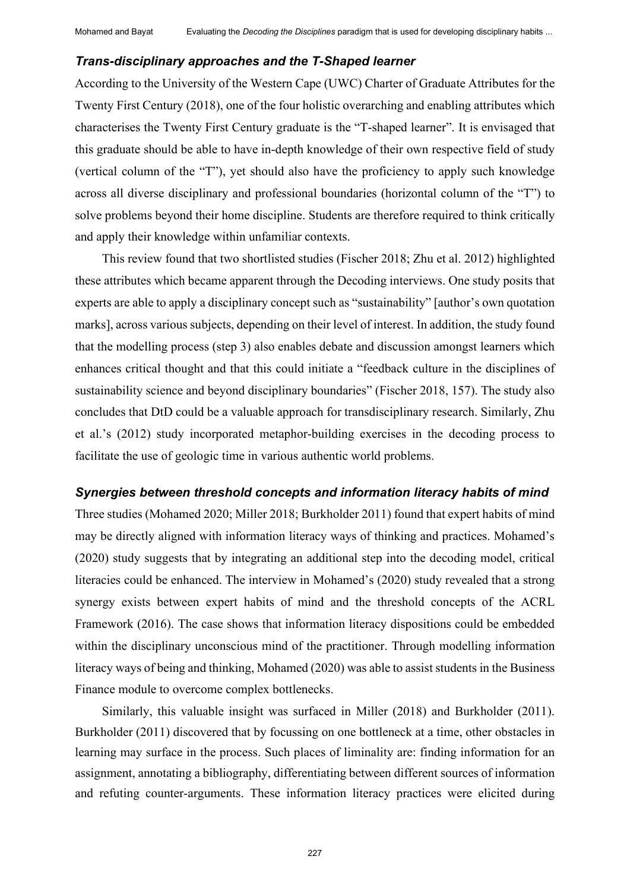### *Trans-disciplinary approaches and the T-Shaped learner*

According to the University of the Western Cape (UWC) Charter of Graduate Attributes for the Twenty First Century (2018), one of the four holistic overarching and enabling attributes which characterises the Twenty First Century graduate is the "T-shaped learner". It is envisaged that this graduate should be able to have in-depth knowledge of their own respective field of study (vertical column of the "T"), yet should also have the proficiency to apply such knowledge across all diverse disciplinary and professional boundaries (horizontal column of the "T") to solve problems beyond their home discipline. Students are therefore required to think critically and apply their knowledge within unfamiliar contexts.

This review found that two shortlisted studies (Fischer 2018; Zhu et al. 2012) highlighted these attributes which became apparent through the Decoding interviews. One study posits that experts are able to apply a disciplinary concept such as "sustainability" [author's own quotation marks], across various subjects, depending on their level of interest. In addition, the study found that the modelling process (step 3) also enables debate and discussion amongst learners which enhances critical thought and that this could initiate a "feedback culture in the disciplines of sustainability science and beyond disciplinary boundaries" (Fischer 2018, 157). The study also concludes that DtD could be a valuable approach for transdisciplinary research. Similarly, Zhu et al.'s (2012) study incorporated metaphor-building exercises in the decoding process to facilitate the use of geologic time in various authentic world problems.

### *Synergies between threshold concepts and information literacy habits of mind*

Three studies (Mohamed 2020; Miller 2018; Burkholder 2011) found that expert habits of mind may be directly aligned with information literacy ways of thinking and practices. Mohamed's (2020) study suggests that by integrating an additional step into the decoding model, critical literacies could be enhanced. The interview in Mohamed's (2020) study revealed that a strong synergy exists between expert habits of mind and the threshold concepts of the ACRL Framework (2016). The case shows that information literacy dispositions could be embedded within the disciplinary unconscious mind of the practitioner. Through modelling information literacy ways of being and thinking, Mohamed (2020) was able to assist students in the Business Finance module to overcome complex bottlenecks.

Similarly, this valuable insight was surfaced in Miller (2018) and Burkholder (2011). Burkholder (2011) discovered that by focussing on one bottleneck at a time, other obstacles in learning may surface in the process. Such places of liminality are: finding information for an assignment, annotating a bibliography, differentiating between different sources of information and refuting counter-arguments. These information literacy practices were elicited during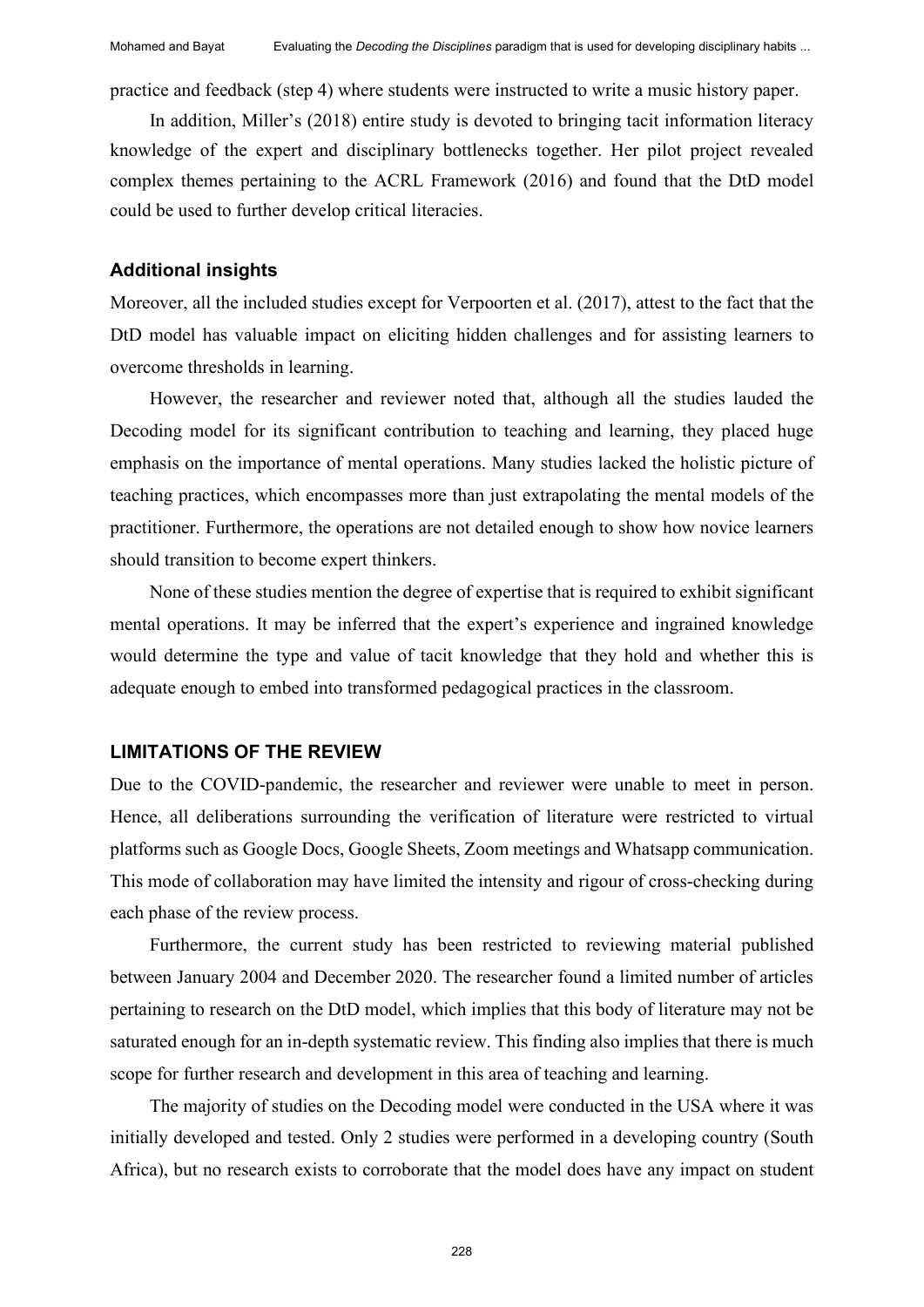practice and feedback (step 4) where students were instructed to write a music history paper.

In addition, Miller's (2018) entire study is devoted to bringing tacit information literacy knowledge of the expert and disciplinary bottlenecks together. Her pilot project revealed complex themes pertaining to the ACRL Framework (2016) and found that the DtD model could be used to further develop critical literacies.

### Additional insights

Moreover, all the included studies except for Verpoorten et al. (2017), attest to the fact that the DtD model has valuable impact on eliciting hidden challenges and for assisting learners to overcome thresholds in learning.

However, the researcher and reviewer noted that, although all the studies lauded the Decoding model for its significant contribution to teaching and learning, they placed huge emphasis on the importance of mental operations. Many studies lacked the holistic picture of teaching practices, which encompasses more than just extrapolating the mental models of the practitioner. Furthermore, the operations are not detailed enough to show how novice learners should transition to become expert thinkers.

None of these studies mention the degree of expertise that is required to exhibit significant mental operations. It may be inferred that the expert's experience and ingrained knowledge would determine the type and value of tacit knowledge that they hold and whether this is adequate enough to embed into transformed pedagogical practices in the classroom.

## LIMITATIONS OF THE REVIEW

Due to the COVID-pandemic, the researcher and reviewer were unable to meet in person. Hence, all deliberations surrounding the verification of literature were restricted to virtual platforms such as Google Docs, Google Sheets, Zoom meetings and Whatsapp communication. This mode of collaboration may have limited the intensity and rigour of cross-checking during each phase of the review process.

Furthermore, the current study has been restricted to reviewing material published between January 2004 and December 2020. The researcher found a limited number of articles pertaining to research on the DtD model, which implies that this body of literature may not be saturated enough for an in-depth systematic review. This finding also implies that there is much scope for further research and development in this area of teaching and learning.

The majority of studies on the Decoding model were conducted in the USA where it was initially developed and tested. Only 2 studies were performed in a developing country (South Africa), but no research exists to corroborate that the model does have any impact on student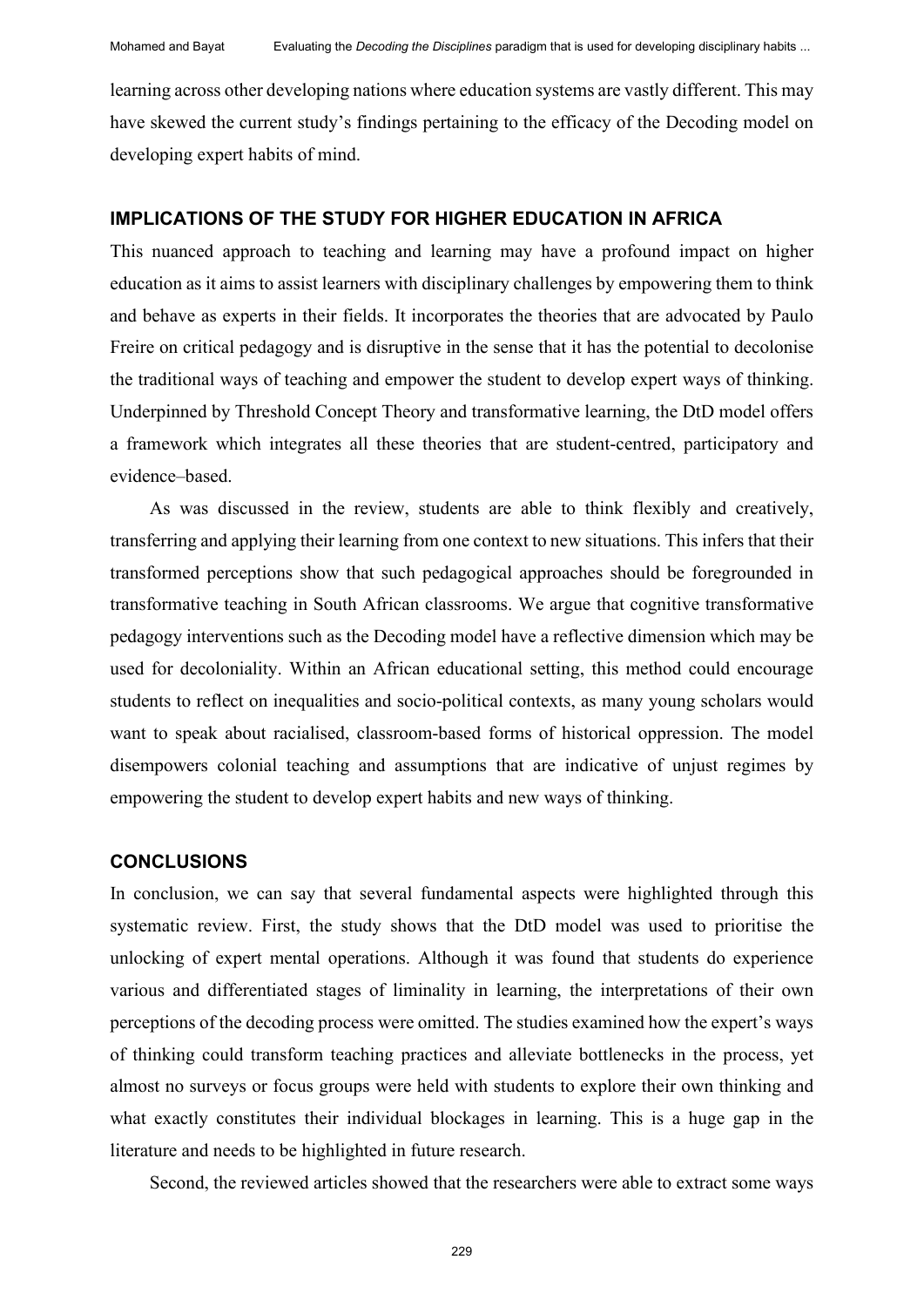learning across other developing nations where education systems are vastly different. This may have skewed the current study's findings pertaining to the efficacy of the Decoding model on developing expert habits of mind.

## IMPLICATIONS OF THE STUDY FOR HIGHER EDUCATION IN AFRICA

This nuanced approach to teaching and learning may have a profound impact on higher education as it aims to assist learners with disciplinary challenges by empowering them to think and behave as experts in their fields. It incorporates the theories that are advocated by Paulo Freire on critical pedagogy and is disruptive in the sense that it has the potential to decolonise the traditional ways of teaching and empower the student to develop expert ways of thinking. Underpinned by Threshold Concept Theory and transformative learning, the DtD model offers a framework which integrates all these theories that are student-centred, participatory and evidence–based.

As was discussed in the review, students are able to think flexibly and creatively, transferring and applying their learning from one context to new situations. This infers that their transformed perceptions show that such pedagogical approaches should be foregrounded in transformative teaching in South African classrooms. We argue that cognitive transformative pedagogy interventions such as the Decoding model have a reflective dimension which may be used for decoloniality. Within an African educational setting, this method could encourage students to reflect on inequalities and socio-political contexts, as many young scholars would want to speak about racialised, classroom-based forms of historical oppression. The model disempowers colonial teaching and assumptions that are indicative of unjust regimes by empowering the student to develop expert habits and new ways of thinking.

## CONCLUSIONS

In conclusion, we can say that several fundamental aspects were highlighted through this systematic review. First, the study shows that the DtD model was used to prioritise the unlocking of expert mental operations. Although it was found that students do experience various and differentiated stages of liminality in learning, the interpretations of their own perceptions of the decoding process were omitted. The studies examined how the expert's ways of thinking could transform teaching practices and alleviate bottlenecks in the process, yet almost no surveys or focus groups were held with students to explore their own thinking and what exactly constitutes their individual blockages in learning. This is a huge gap in the literature and needs to be highlighted in future research.

Second, the reviewed articles showed that the researchers were able to extract some ways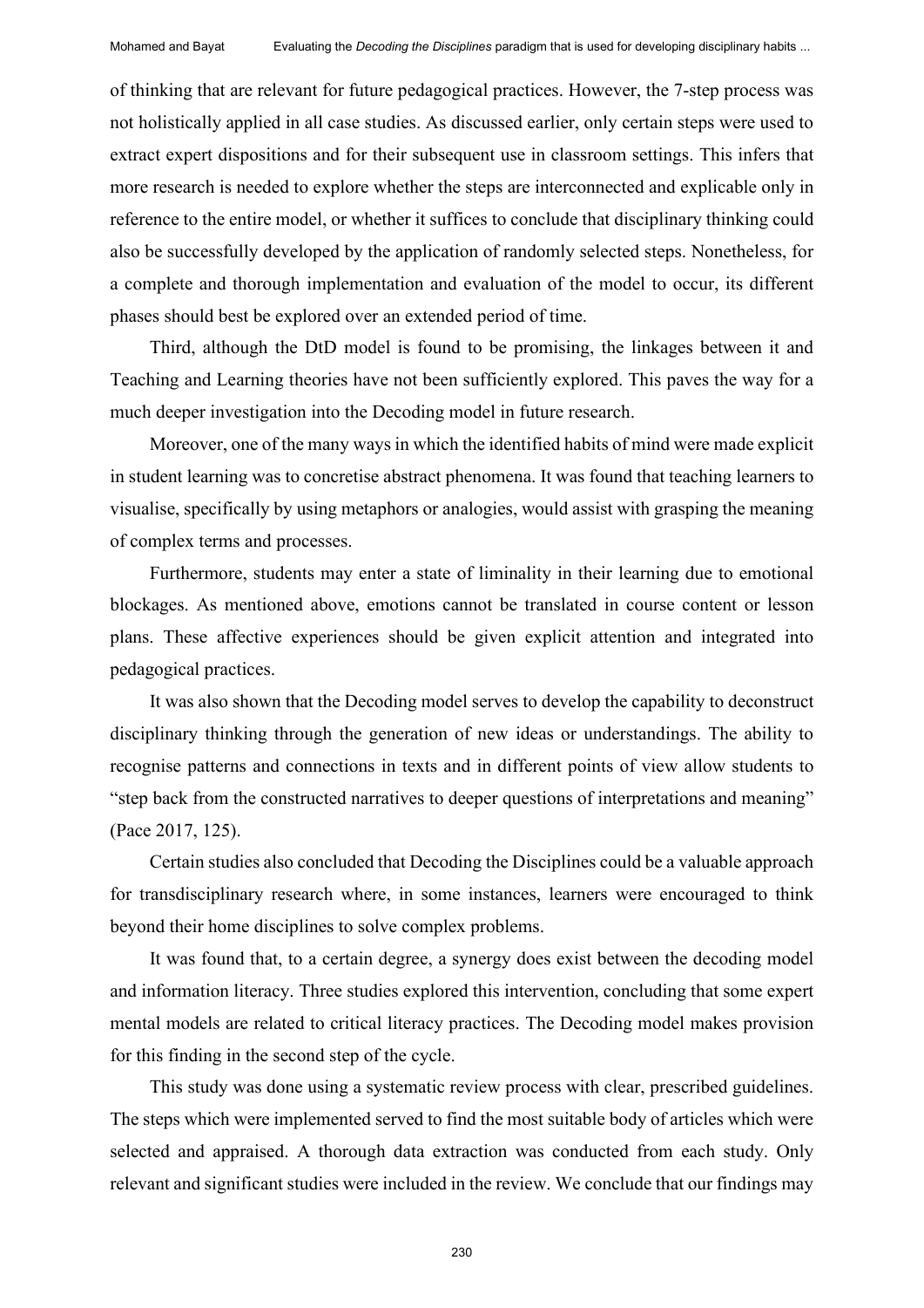of thinking that are relevant for future pedagogical practices. However, the 7-step process was not holistically applied in all case studies. As discussed earlier, only certain steps were used to extract expert dispositions and for their subsequent use in classroom settings. This infers that more research is needed to explore whether the steps are interconnected and explicable only in reference to the entire model, or whether it suffices to conclude that disciplinary thinking could also be successfully developed by the application of randomly selected steps. Nonetheless, for a complete and thorough implementation and evaluation of the model to occur, its different phases should best be explored over an extended period of time.

Third, although the DtD model is found to be promising, the linkages between it and Teaching and Learning theories have not been sufficiently explored. This paves the way for a much deeper investigation into the Decoding model in future research.

Moreover, one of the many ways in which the identified habits of mind were made explicit in student learning was to concretise abstract phenomena. It was found that teaching learners to visualise, specifically by using metaphors or analogies, would assist with grasping the meaning of complex terms and processes.

Furthermore, students may enter a state of liminality in their learning due to emotional blockages. As mentioned above, emotions cannot be translated in course content or lesson plans. These affective experiences should be given explicit attention and integrated into pedagogical practices.

It was also shown that the Decoding model serves to develop the capability to deconstruct disciplinary thinking through the generation of new ideas or understandings. The ability to recognise patterns and connections in texts and in different points of view allow students to "step back from the constructed narratives to deeper questions of interpretations and meaning" (Pace 2017, 125).

Certain studies also concluded that Decoding the Disciplines could be a valuable approach for transdisciplinary research where, in some instances, learners were encouraged to think beyond their home disciplines to solve complex problems.

It was found that, to a certain degree, a synergy does exist between the decoding model and information literacy. Three studies explored this intervention, concluding that some expert mental models are related to critical literacy practices. The Decoding model makes provision for this finding in the second step of the cycle.

This study was done using a systematic review process with clear, prescribed guidelines. The steps which were implemented served to find the most suitable body of articles which were selected and appraised. A thorough data extraction was conducted from each study. Only relevant and significant studies were included in the review. We conclude that our findings may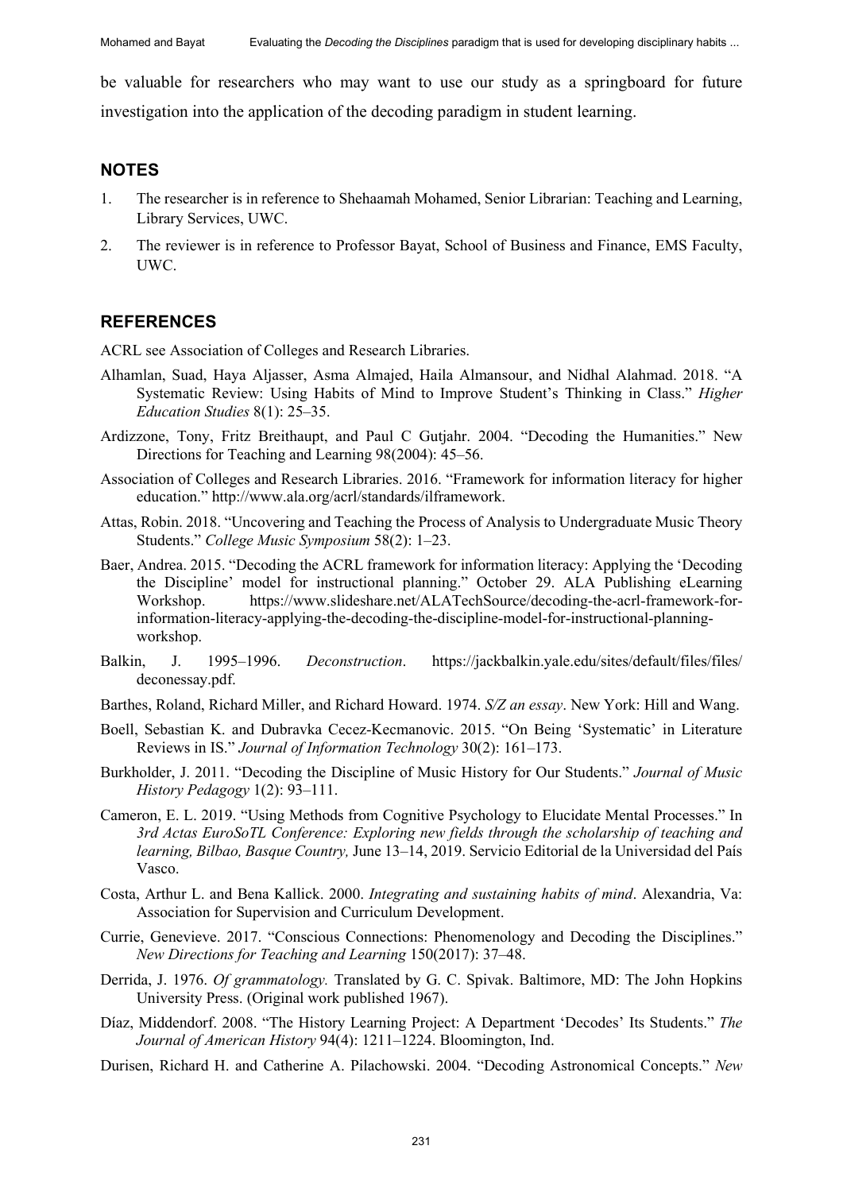be valuable for researchers who may want to use our study as a springboard for future investigation into the application of the decoding paradigm in student learning.

## NOTES

1. The researcher is in reference to Shehaamah Mohamed, Senior Librarian: Teaching and Learning, Library Services, UWC.
2. The reviewer is in reference to Professor Bayat, School of Business and Finance, EMS Faculty, UWC.

## REFERENCES

ACRL see Association of Colleges and Research Libraries.

Alhamlan, Suad, Haya Aljasser, Asma Almajed, Haila Almansour, and Nidhal Alahmad. 2018. "A Systematic Review: Using Habits of Mind to Improve Student's Thinking in Class." *Higher Education Studies* 8(1): 25–35.

Ardizzone, Tony, Fritz Breithaupt, and Paul C Gutjahr. 2004. "Decoding the Humanities." New Directions for Teaching and Learning 98(2004): 45–56.

Association of Colleges and Research Libraries. 2016. "Framework for information literacy for higher education." http://www.ala.org/acrl/standards/ilframework.

Attas, Robin. 2018. "Uncovering and Teaching the Process of Analysis to Undergraduate Music Theory Students." *College Music Symposium* 58(2): 1–23.

Baer, Andrea. 2015. "Decoding the ACRL framework for information literacy: Applying the 'Decoding the Discipline' model for instructional planning." October 29. ALA Publishing eLearning Workshop. https://www.slideshare.net/ALATechSource/decoding-the-acrl-framework-for-information-literacy-applying-the-decoding-the-discipline-model-for-instructional-planning-workshop.

Balkin, J. 1995–1996. *Deconstruction*. https://jackbalkin.yale.edu/sites/default/files/files/deconessay.pdf.

Barthes, Roland, Richard Miller, and Richard Howard. 1974. *S/Z an essay*. New York: Hill and Wang.

Boell, Sebastian K. and Dubravka Cecez-Kecmanovic. 2015. "On Being 'Systematic' in Literature Reviews in IS." *Journal of Information Technology* 30(2): 161–173.

Burkholder, J. 2011. "Decoding the Discipline of Music History for Our Students." *Journal of Music History Pedagogy* 1(2): 93–111.

Cameron, E. L. 2019. "Using Methods from Cognitive Psychology to Elucidate Mental Processes." In *3rd Actas EuroSoTL Conference: Exploring new fields through the scholarship of teaching and learning, Bilbao, Basque Country,* June 13–14, 2019. Servicio Editorial de la Universidad del País Vasco.

Costa, Arthur L. and Bena Kallick. 2000. *Integrating and sustaining habits of mind*. Alexandria, Va: Association for Supervision and Curriculum Development.

Currie, Genevieve. 2017. "Conscious Connections: Phenomenology and Decoding the Disciplines." *New Directions for Teaching and Learning* 150(2017): 37–48.

Derrida, J. 1976. *Of grammatology.* Translated by G. C. Spivak. Baltimore, MD: The John Hopkins University Press. (Original work published 1967).

Díaz, Middendorf. 2008. "The History Learning Project: A Department 'Decodes' Its Students." *The Journal of American History* 94(4): 1211–1224. Bloomington, Ind.

Durisen, Richard H. and Catherine A. Pilachowski. 2004. "Decoding Astronomical Concepts." *New*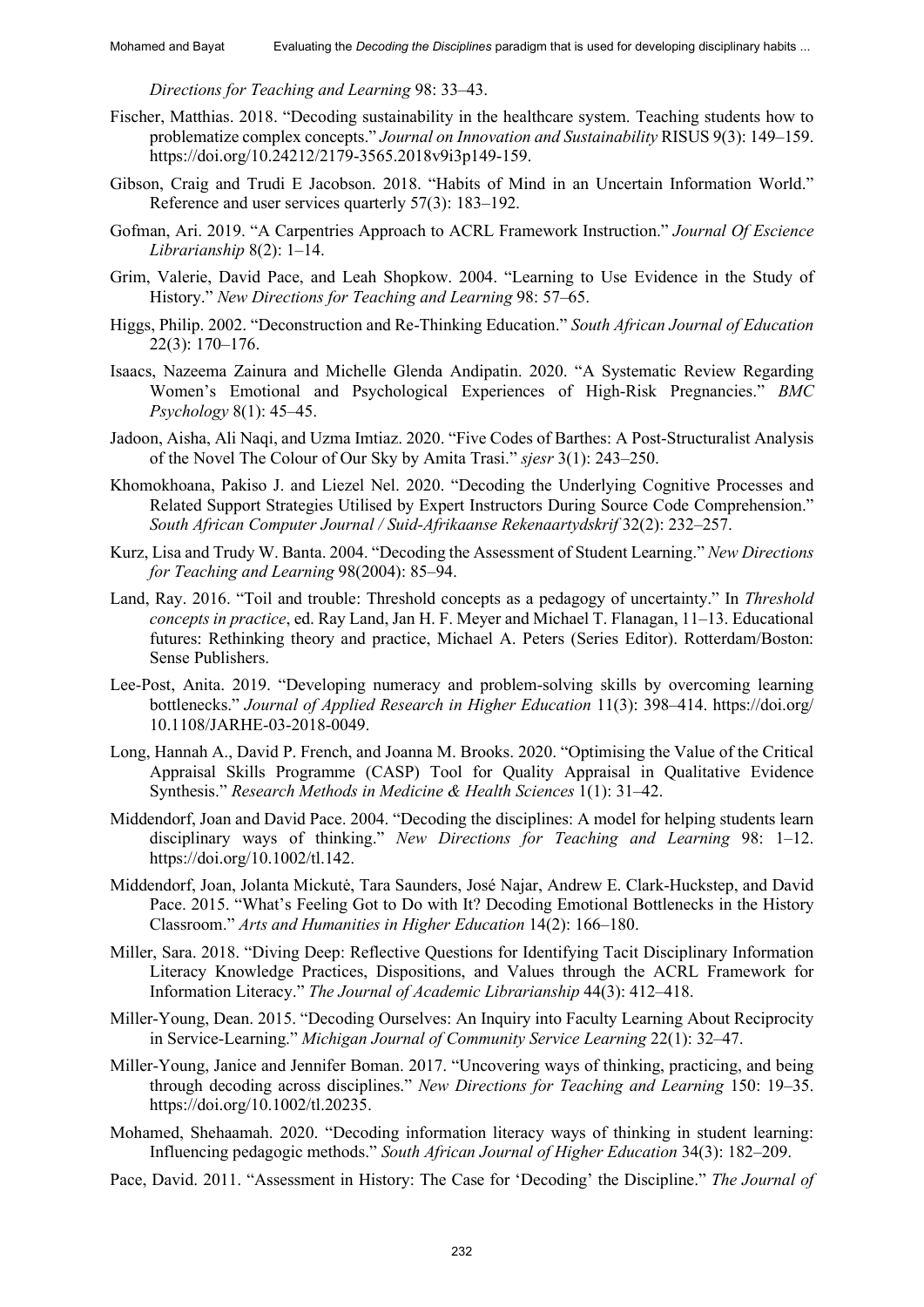*Directions for Teaching and Learning* 98: 33–43.

Fischer, Matthias. 2018. "Decoding sustainability in the healthcare system. Teaching students how to problematize complex concepts." *Journal on Innovation and Sustainability* RISUS 9(3): 149–159. https://doi.org/10.24212/2179-3565.2018v9i3p149-159.

Gibson, Craig and Trudi E Jacobson. 2018. "Habits of Mind in an Uncertain Information World." Reference and user services quarterly 57(3): 183–192.

Gofman, Ari. 2019. "A Carpentries Approach to ACRL Framework Instruction." *Journal Of Escience Librarianship* 8(2): 1–14.

Grim, Valerie, David Pace, and Leah Shopkow. 2004. "Learning to Use Evidence in the Study of History." *New Directions for Teaching and Learning* 98: 57–65.

Higgs, Philip. 2002. "Deconstruction and Re-Thinking Education." *South African Journal of Education* 22(3): 170–176.

Isaacs, Nazeema Zainura and Michelle Glenda Andipatin. 2020. "A Systematic Review Regarding Women's Emotional and Psychological Experiences of High-Risk Pregnancies." *BMC Psychology* 8(1): 45–45.

Jadoon, Aisha, Ali Naqi, and Uzma Imtiaz. 2020. "Five Codes of Barthes: A Post-Structuralist Analysis of the Novel The Colour of Our Sky by Amita Trasi." *sjesr* 3(1): 243–250.

Khomokhoana, Pakiso J. and Liezel Nel. 2020. "Decoding the Underlying Cognitive Processes and Related Support Strategies Utilised by Expert Instructors During Source Code Comprehension." *South African Computer Journal / Suid-Afrikaanse Rekenaartydskrif* 32(2): 232–257.

Kurz, Lisa and Trudy W. Banta. 2004. "Decoding the Assessment of Student Learning." *New Directions for Teaching and Learning* 98(2004): 85–94.

Land, Ray. 2016. "Toil and trouble: Threshold concepts as a pedagogy of uncertainty." In *Threshold concepts in practice*, ed. Ray Land, Jan H. F. Meyer and Michael T. Flanagan, 11–13. Educational futures: Rethinking theory and practice, Michael A. Peters (Series Editor). Rotterdam/Boston: Sense Publishers.

Lee-Post, Anita. 2019. "Developing numeracy and problem-solving skills by overcoming learning bottlenecks." *Journal of Applied Research in Higher Education* 11(3): 398–414. https://doi.org/10.1108/JARHE-03-2018-0049.

Long, Hannah A., David P. French, and Joanna M. Brooks. 2020. "Optimising the Value of the Critical Appraisal Skills Programme (CASP) Tool for Quality Appraisal in Qualitative Evidence Synthesis." *Research Methods in Medicine & Health Sciences* 1(1): 31–42.

Middendorf, Joan and David Pace. 2004. "Decoding the disciplines: A model for helping students learn disciplinary ways of thinking." *New Directions for Teaching and Learning* 98: 1–12. https://doi.org/10.1002/tl.142.

Middendorf, Joan, Jolanta Mickutė, Tara Saunders, José Najar, Andrew E. Clark-Huckstep, and David Pace. 2015. "What's Feeling Got to Do with It? Decoding Emotional Bottlenecks in the History Classroom." *Arts and Humanities in Higher Education* 14(2): 166–180.

Miller, Sara. 2018. "Diving Deep: Reflective Questions for Identifying Tacit Disciplinary Information Literacy Knowledge Practices, Dispositions, and Values through the ACRL Framework for Information Literacy." *The Journal of Academic Librarianship* 44(3): 412–418.

Miller-Young, Dean. 2015. "Decoding Ourselves: An Inquiry into Faculty Learning About Reciprocity in Service-Learning." *Michigan Journal of Community Service Learning* 22(1): 32–47.

Miller-Young, Janice and Jennifer Boman. 2017. "Uncovering ways of thinking, practicing, and being through decoding across disciplines." *New Directions for Teaching and Learning* 150: 19–35. https://doi.org/10.1002/tl.20235.

Mohamed, Shehaamah. 2020. "Decoding information literacy ways of thinking in student learning: Influencing pedagogic methods." *South African Journal of Higher Education* 34(3): 182–209.

Pace, David. 2011. "Assessment in History: The Case for 'Decoding' the Discipline." *The Journal of*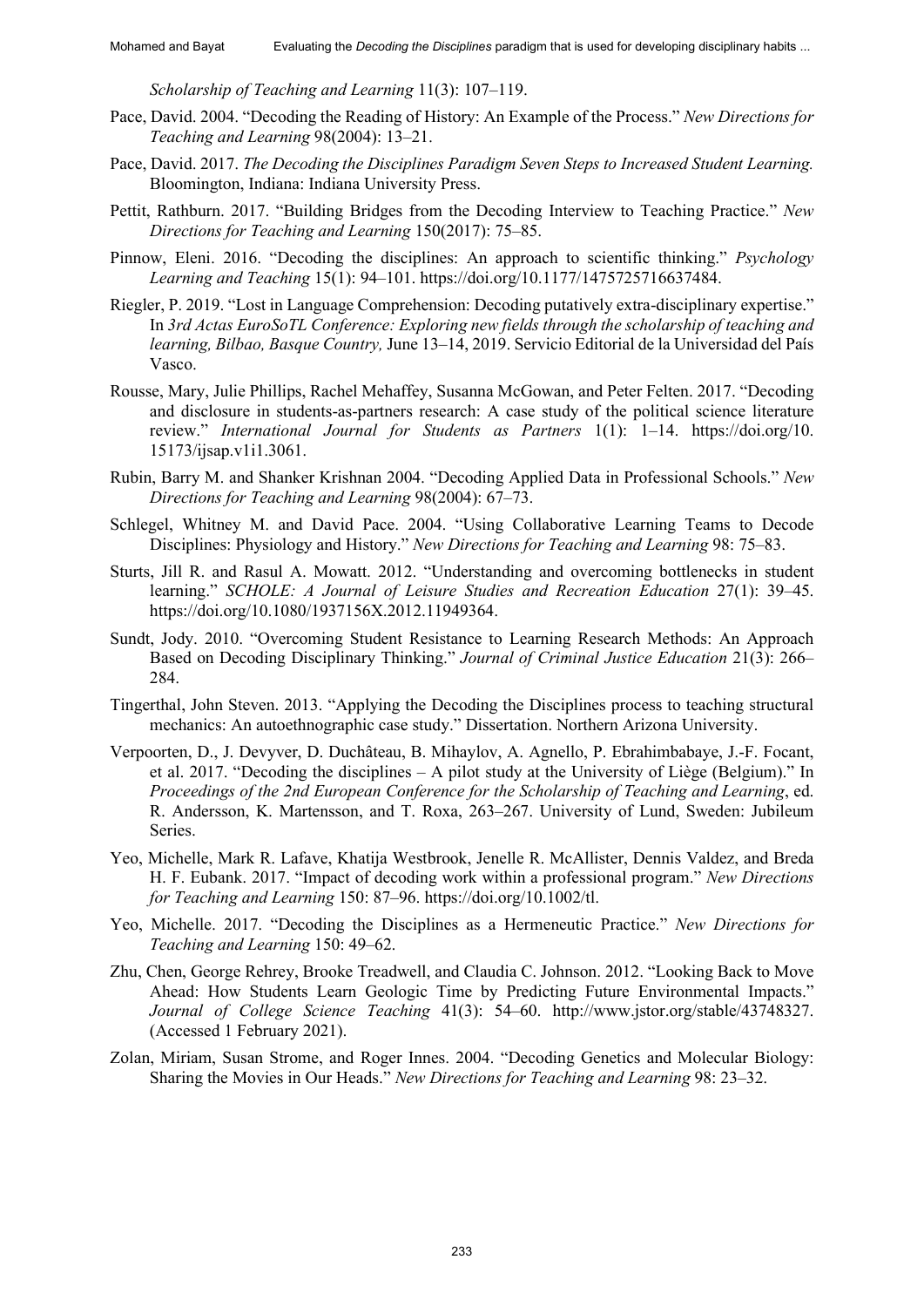*Scholarship of Teaching and Learning* 11(3): 107–119.

Pace, David. 2004. "Decoding the Reading of History: An Example of the Process." *New Directions for Teaching and Learning* 98(2004): 13–21.

Pace, David. 2017. *The Decoding the Disciplines Paradigm Seven Steps to Increased Student Learning.* Bloomington, Indiana: Indiana University Press.

Pettit, Rathburn. 2017. "Building Bridges from the Decoding Interview to Teaching Practice." *New Directions for Teaching and Learning* 150(2017): 75–85.

Pinnow, Eleni. 2016. "Decoding the disciplines: An approach to scientific thinking." *Psychology Learning and Teaching* 15(1): 94–101. https://doi.org/10.1177/1475725716637484.

Riegler, P. 2019. "Lost in Language Comprehension: Decoding putatively extra-disciplinary expertise." In *3rd Actas EuroSoTL Conference: Exploring new fields through the scholarship of teaching and learning, Bilbao, Basque Country,* June 13–14, 2019. Servicio Editorial de la Universidad del País Vasco.

Rousse, Mary, Julie Phillips, Rachel Mehaffey, Susanna McGowan, and Peter Felten. 2017. "Decoding and disclosure in students-as-partners research: A case study of the political science literature review." *International Journal for Students as Partners* 1(1): 1–14. https://doi.org/10.15173/ijsap.v1i1.3061.

Rubin, Barry M. and Shanker Krishnan 2004. "Decoding Applied Data in Professional Schools." *New Directions for Teaching and Learning* 98(2004): 67–73.

Schlegel, Whitney M. and David Pace. 2004. "Using Collaborative Learning Teams to Decode Disciplines: Physiology and History." *New Directions for Teaching and Learning* 98: 75–83.

Sturts, Jill R. and Rasul A. Mowatt. 2012. "Understanding and overcoming bottlenecks in student learning." *SCHOLE: A Journal of Leisure Studies and Recreation Education* 27(1): 39–45. https://doi.org/10.1080/1937156X.2012.11949364.

Sundt, Jody. 2010. "Overcoming Student Resistance to Learning Research Methods: An Approach Based on Decoding Disciplinary Thinking." *Journal of Criminal Justice Education* 21(3): 266–284.

Tingerthal, John Steven. 2013. "Applying the Decoding the Disciplines process to teaching structural mechanics: An autoethnographic case study." Dissertation. Northern Arizona University.

Verpoorten, D., J. Devyver, D. Duchâteau, B. Mihaylov, A. Agnello, P. Ebrahimbabaye, J.-F. Focant, et al. 2017. "Decoding the disciplines – A pilot study at the University of Liège (Belgium)." In *Proceedings of the 2nd European Conference for the Scholarship of Teaching and Learning*, ed. R. Andersson, K. Martensson, and T. Roxa, 263–267. University of Lund, Sweden: Jubileum Series.

Yeo, Michelle, Mark R. Lafave, Khatija Westbrook, Jenelle R. McAllister, Dennis Valdez, and Breda H. F. Eubank. 2017. "Impact of decoding work within a professional program." *New Directions for Teaching and Learning* 150: 87–96. https://doi.org/10.1002/tl.

Yeo, Michelle. 2017. "Decoding the Disciplines as a Hermeneutic Practice." *New Directions for Teaching and Learning* 150: 49–62.

Zhu, Chen, George Rehrey, Brooke Treadwell, and Claudia C. Johnson. 2012. "Looking Back to Move Ahead: How Students Learn Geologic Time by Predicting Future Environmental Impacts." *Journal of College Science Teaching* 41(3): 54–60. http://www.jstor.org/stable/43748327. (Accessed 1 February 2021).

Zolan, Miriam, Susan Strome, and Roger Innes. 2004. "Decoding Genetics and Molecular Biology: Sharing the Movies in Our Heads." *New Directions for Teaching and Learning* 98: 23–32.